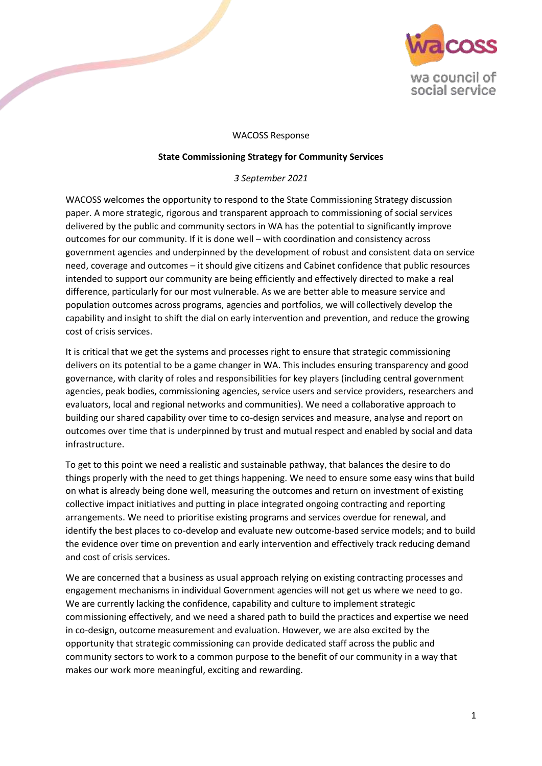WACOSS Response

**State Commissioning Strategy for Community Services**

*3 September 2021*

WACOSS welcomes the opportunity to respond to the State Commissioning Strategy discussion paper. A more strategic, rigorous and transparent approach to commissioning of social services delivered by the public and community sectors in WA has the potential to significantly improve outcomes for our community. If it is done well – with coordination and consistency across government agencies and underpinned by the development of robust and consistent data on service need, coverage and outcomes – it should give citizens and Cabinet confidence that public resources intended to support our community are being efficiently and effectively directed to make a real difference, particularly for our most vulnerable. As we are better able to measure service and population outcomes across programs, agencies and portfolios, we will collectively develop the capability and insight to shift the dial on early intervention and prevention, and reduce the growing cost of crisis services.

It is critical that we get the systems and processes right to ensure that strategic commissioning delivers on its potential to be a game changer in WA. This includes ensuring transparency and good governance, with clarity of roles and responsibilities for key players (including central government agencies, peak bodies, commissioning agencies, service users and service providers, researchers and evaluators, local and regional networks and communities). We need a collaborative approach to building our shared capability over time to co-design services and measure, analyse and report on outcomes over time that is underpinned by trust and mutual respect and enabled by social and data infrastructure.

To get to this point we need a realistic and sustainable pathway, that balances the desire to do things properly with the need to get things happening. We need to ensure some easy wins that build on what is already being done well, measuring the outcomes and return on investment of existing collective impact initiatives and putting in place integrated ongoing contracting and reporting arrangements. We need to prioritise existing programs and services overdue for renewal, and identify the best places to co-develop and evaluate new outcome-based service models; and to build the evidence over time on prevention and early intervention and effectively track reducing demand and cost of crisis services.

We are concerned that a business as usual approach relying on existing contracting processes and engagement mechanisms in individual Government agencies will not get us where we need to go. We are currently lacking the confidence, capability and culture to implement strategic commissioning effectively, and we need a shared path to build the practices and expertise we need in co-design, outcome measurement and evaluation. However, we are also excited by the opportunity that strategic commissioning can provide dedicated staff across the public and community sectors to work to a common purpose to the benefit of our community in a way that makes our work more meaningful, exciting and rewarding.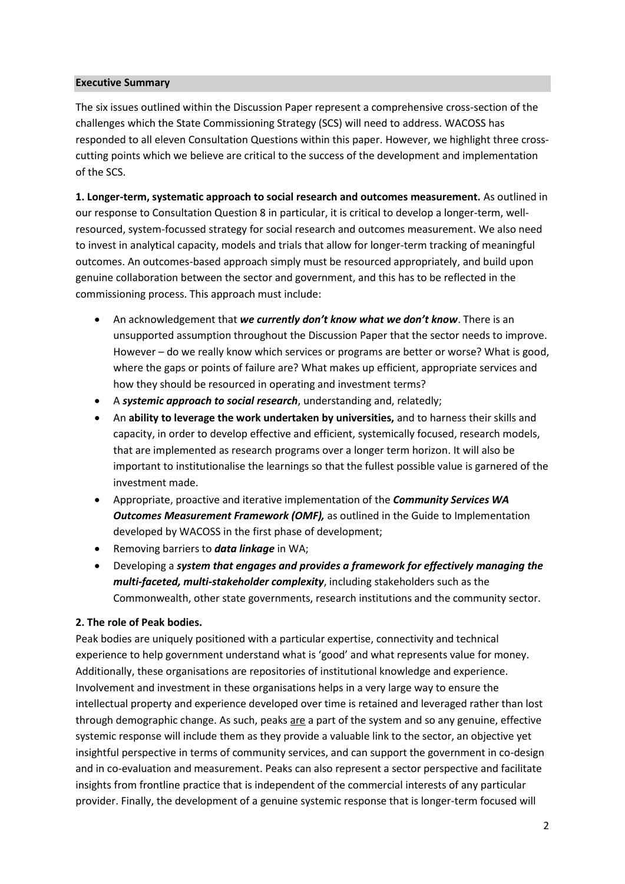## Executive Summary

The six issues outlined within the Discussion Paper represent a comprehensive cross-section of the challenges which the State Commissioning Strategy (SCS) will need to address. WACOSS has responded to all eleven Consultation Questions within this paper. However, we highlight three cross-cutting points which we believe are critical to the success of the development and implementation of the SCS.

**1. Longer-term, systematic approach to social research and outcomes measurement.** As outlined in our response to Consultation Question 8 in particular, it is critical to develop a longer-term, well-resourced, system-focussed strategy for social research and outcomes measurement. We also need to invest in analytical capacity, models and trials that allow for longer-term tracking of meaningful outcomes. An outcomes-based approach simply must be resourced appropriately, and build upon genuine collaboration between the sector and government, and this has to be reflected in the commissioning process. This approach must include:

- An acknowledgement that ***we currently don't know what we don't know***. There is an unsupported assumption throughout the Discussion Paper that the sector needs to improve. However – do we really know which services or programs are better or worse? What is good, where the gaps or points of failure are? What makes up efficient, appropriate services and how they should be resourced in operating and investment terms?
- A ***systemic approach to social research***, understanding and, relatedly;
- An **ability to leverage the work undertaken by universities,** and to harness their skills and capacity, in order to develop effective and efficient, systemically focused, research models, that are implemented as research programs over a longer term horizon. It will also be important to institutionalise the learnings so that the fullest possible value is garnered of the investment made.
- Appropriate, proactive and iterative implementation of the ***Community Services WA Outcomes Measurement Framework (OMF),*** as outlined in the Guide to Implementation developed by WACOSS in the first phase of development;
- Removing barriers to ***data linkage*** in WA;
- Developing a ***system that engages and provides a framework for effectively managing the multi-faceted, multi-stakeholder complexity***, including stakeholders such as the Commonwealth, other state governments, research institutions and the community sector.

**2. The role of Peak bodies.**

Peak bodies are uniquely positioned with a particular expertise, connectivity and technical experience to help government understand what is 'good' and what represents value for money. Additionally, these organisations are repositories of institutional knowledge and experience. Involvement and investment in these organisations helps in a very large way to ensure the intellectual property and experience developed over time is retained and leveraged rather than lost through demographic change. As such, peaks <u>are</u> a part of the system and so any genuine, effective systemic response will include them as they provide a valuable link to the sector, an objective yet insightful perspective in terms of community services, and can support the government in co-design and in co-evaluation and measurement. Peaks can also represent a sector perspective and facilitate insights from frontline practice that is independent of the commercial interests of any particular provider. Finally, the development of a genuine systemic response that is longer-term focused will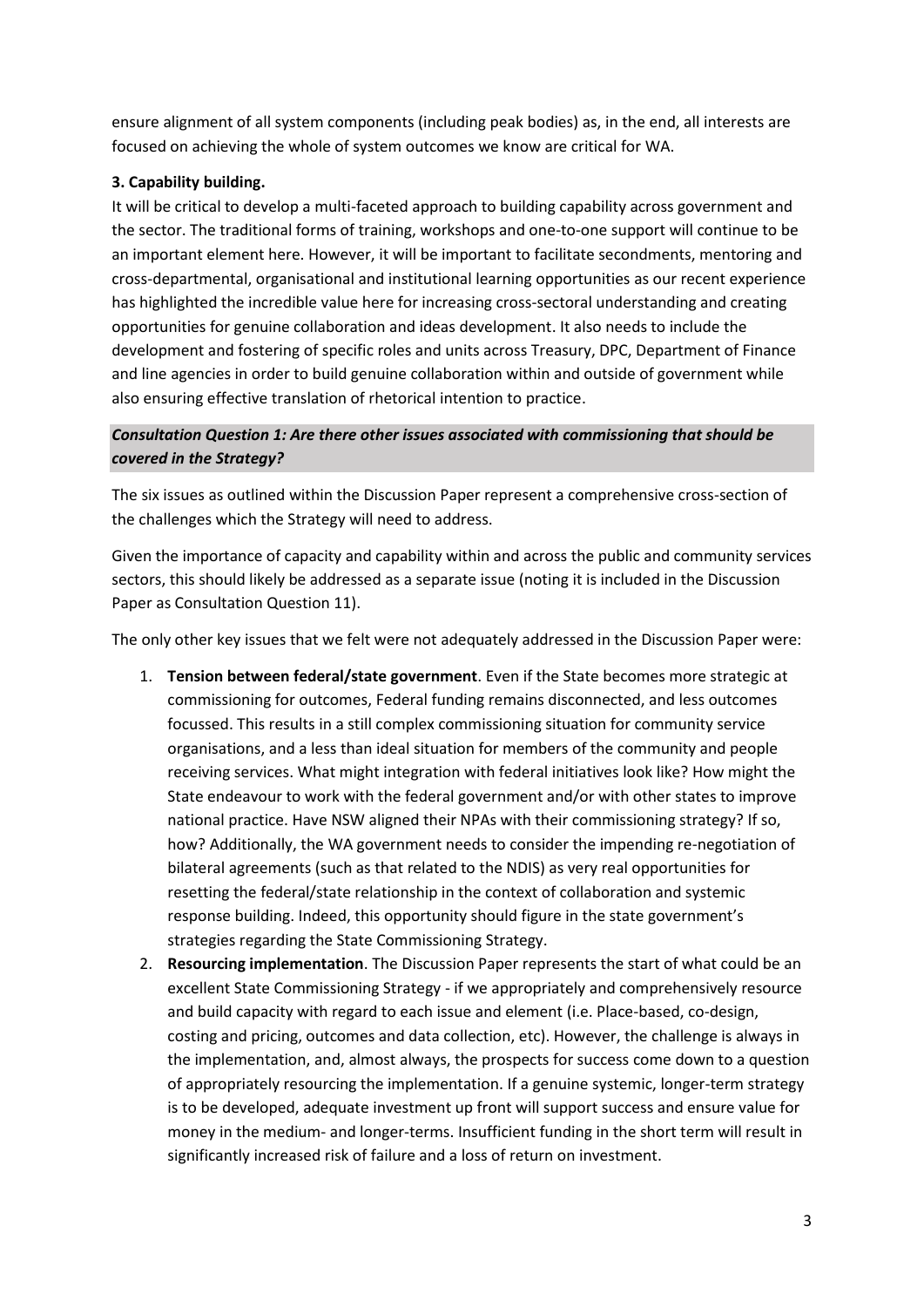ensure alignment of all system components (including peak bodies) as, in the end, all interests are focused on achieving the whole of system outcomes we know are critical for WA.

**3. Capability building.**

It will be critical to develop a multi-faceted approach to building capability across government and the sector. The traditional forms of training, workshops and one-to-one support will continue to be an important element here. However, it will be important to facilitate secondments, mentoring and cross-departmental, organisational and institutional learning opportunities as our recent experience has highlighted the incredible value here for increasing cross-sectoral understanding and creating opportunities for genuine collaboration and ideas development. It also needs to include the development and fostering of specific roles and units across Treasury, DPC, Department of Finance and line agencies in order to build genuine collaboration within and outside of government while also ensuring effective translation of rhetorical intention to practice.

***Consultation Question 1: Are there other issues associated with commissioning that should be covered in the Strategy?***

The six issues as outlined within the Discussion Paper represent a comprehensive cross-section of the challenges which the Strategy will need to address.

Given the importance of capacity and capability within and across the public and community services sectors, this should likely be addressed as a separate issue (noting it is included in the Discussion Paper as Consultation Question 11).

The only other key issues that we felt were not adequately addressed in the Discussion Paper were:

1. **Tension between federal/state government**. Even if the State becomes more strategic at commissioning for outcomes, Federal funding remains disconnected, and less outcomes focussed. This results in a still complex commissioning situation for community service organisations, and a less than ideal situation for members of the community and people receiving services. What might integration with federal initiatives look like? How might the State endeavour to work with the federal government and/or with other states to improve national practice. Have NSW aligned their NPAs with their commissioning strategy? If so, how? Additionally, the WA government needs to consider the impending re-negotiation of bilateral agreements (such as that related to the NDIS) as very real opportunities for resetting the federal/state relationship in the context of collaboration and systemic response building. Indeed, this opportunity should figure in the state government's strategies regarding the State Commissioning Strategy.
2. **Resourcing implementation**. The Discussion Paper represents the start of what could be an excellent State Commissioning Strategy - if we appropriately and comprehensively resource and build capacity with regard to each issue and element (i.e. Place-based, co-design, costing and pricing, outcomes and data collection, etc). However, the challenge is always in the implementation, and, almost always, the prospects for success come down to a question of appropriately resourcing the implementation. If a genuine systemic, longer-term strategy is to be developed, adequate investment up front will support success and ensure value for money in the medium- and longer-terms. Insufficient funding in the short term will result in significantly increased risk of failure and a loss of return on investment.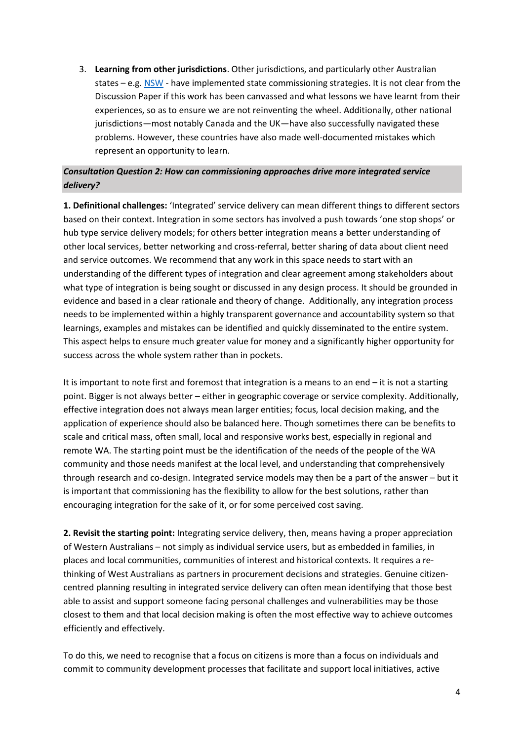3. **Learning from other jurisdictions**. Other jurisdictions, and particularly other Australian states – e.g. NSW - have implemented state commissioning strategies. It is not clear from the Discussion Paper if this work has been canvassed and what lessons we have learnt from their experiences, so as to ensure we are not reinventing the wheel. Additionally, other national jurisdictions—most notably Canada and the UK—have also successfully navigated these problems. However, these countries have also made well-documented mistakes which represent an opportunity to learn.

***Consultation Question 2: How can commissioning approaches drive more integrated service delivery?***

**1. Definitional challenges:** 'Integrated' service delivery can mean different things to different sectors based on their context. Integration in some sectors has involved a push towards 'one stop shops' or hub type service delivery models; for others better integration means a better understanding of other local services, better networking and cross-referral, better sharing of data about client need and service outcomes. We recommend that any work in this space needs to start with an understanding of the different types of integration and clear agreement among stakeholders about what type of integration is being sought or discussed in any design process. It should be grounded in evidence and based in a clear rationale and theory of change. Additionally, any integration process needs to be implemented within a highly transparent governance and accountability system so that learnings, examples and mistakes can be identified and quickly disseminated to the entire system. This aspect helps to ensure much greater value for money and a significantly higher opportunity for success across the whole system rather than in pockets.

It is important to note first and foremost that integration is a means to an end – it is not a starting point. Bigger is not always better – either in geographic coverage or service complexity. Additionally, effective integration does not always mean larger entities; focus, local decision making, and the application of experience should also be balanced here. Though sometimes there can be benefits to scale and critical mass, often small, local and responsive works best, especially in regional and remote WA. The starting point must be the identification of the needs of the people of the WA community and those needs manifest at the local level, and understanding that comprehensively through research and co-design. Integrated service models may then be a part of the answer – but it is important that commissioning has the flexibility to allow for the best solutions, rather than encouraging integration for the sake of it, or for some perceived cost saving.

**2. Revisit the starting point:** Integrating service delivery, then, means having a proper appreciation of Western Australians – not simply as individual service users, but as embedded in families, in places and local communities, communities of interest and historical contexts. It requires a re-thinking of West Australians as partners in procurement decisions and strategies. Genuine citizen-centred planning resulting in integrated service delivery can often mean identifying that those best able to assist and support someone facing personal challenges and vulnerabilities may be those closest to them and that local decision making is often the most effective way to achieve outcomes efficiently and effectively.

To do this, we need to recognise that a focus on citizens is more than a focus on individuals and commit to community development processes that facilitate and support local initiatives, active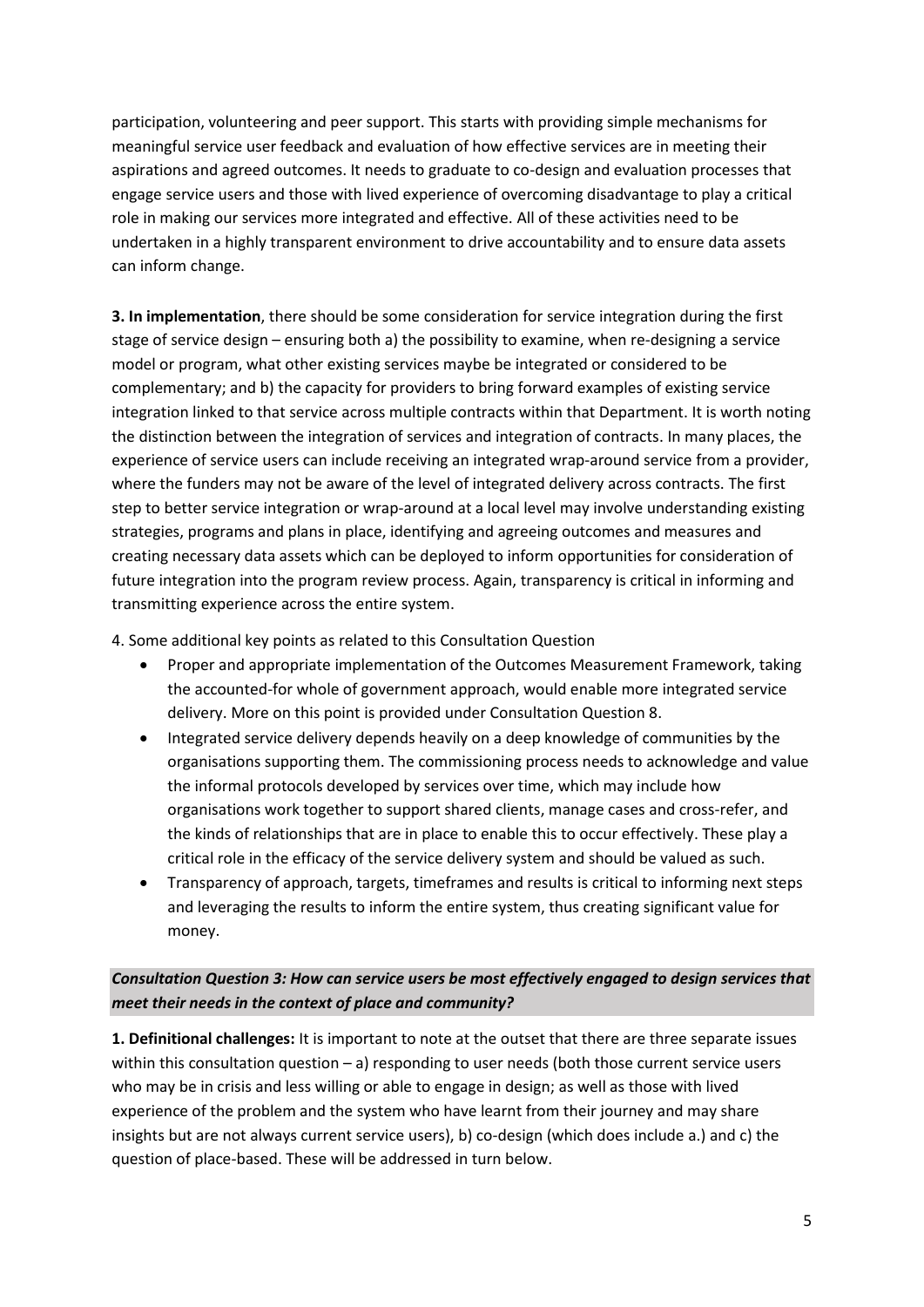participation, volunteering and peer support. This starts with providing simple mechanisms for meaningful service user feedback and evaluation of how effective services are in meeting their aspirations and agreed outcomes. It needs to graduate to co-design and evaluation processes that engage service users and those with lived experience of overcoming disadvantage to play a critical role in making our services more integrated and effective. All of these activities need to be undertaken in a highly transparent environment to drive accountability and to ensure data assets can inform change.

**3. In implementation**, there should be some consideration for service integration during the first stage of service design – ensuring both a) the possibility to examine, when re-designing a service model or program, what other existing services maybe be integrated or considered to be complementary; and b) the capacity for providers to bring forward examples of existing service integration linked to that service across multiple contracts within that Department. It is worth noting the distinction between the integration of services and integration of contracts. In many places, the experience of service users can include receiving an integrated wrap-around service from a provider, where the funders may not be aware of the level of integrated delivery across contracts. The first step to better service integration or wrap-around at a local level may involve understanding existing strategies, programs and plans in place, identifying and agreeing outcomes and measures and creating necessary data assets which can be deployed to inform opportunities for consideration of future integration into the program review process. Again, transparency is critical in informing and transmitting experience across the entire system.

4. Some additional key points as related to this Consultation Question

- Proper and appropriate implementation of the Outcomes Measurement Framework, taking the accounted-for whole of government approach, would enable more integrated service delivery. More on this point is provided under Consultation Question 8.
- Integrated service delivery depends heavily on a deep knowledge of communities by the organisations supporting them. The commissioning process needs to acknowledge and value the informal protocols developed by services over time, which may include how organisations work together to support shared clients, manage cases and cross-refer, and the kinds of relationships that are in place to enable this to occur effectively. These play a critical role in the efficacy of the service delivery system and should be valued as such.
- Transparency of approach, targets, timeframes and results is critical to informing next steps and leveraging the results to inform the entire system, thus creating significant value for money.

### *Consultation Question 3: How can service users be most effectively engaged to design services that meet their needs in the context of place and community?*

**1. Definitional challenges:** It is important to note at the outset that there are three separate issues within this consultation question – a) responding to user needs (both those current service users who may be in crisis and less willing or able to engage in design; as well as those with lived experience of the problem and the system who have learnt from their journey and may share insights but are not always current service users), b) co-design (which does include a.) and c) the question of place-based. These will be addressed in turn below.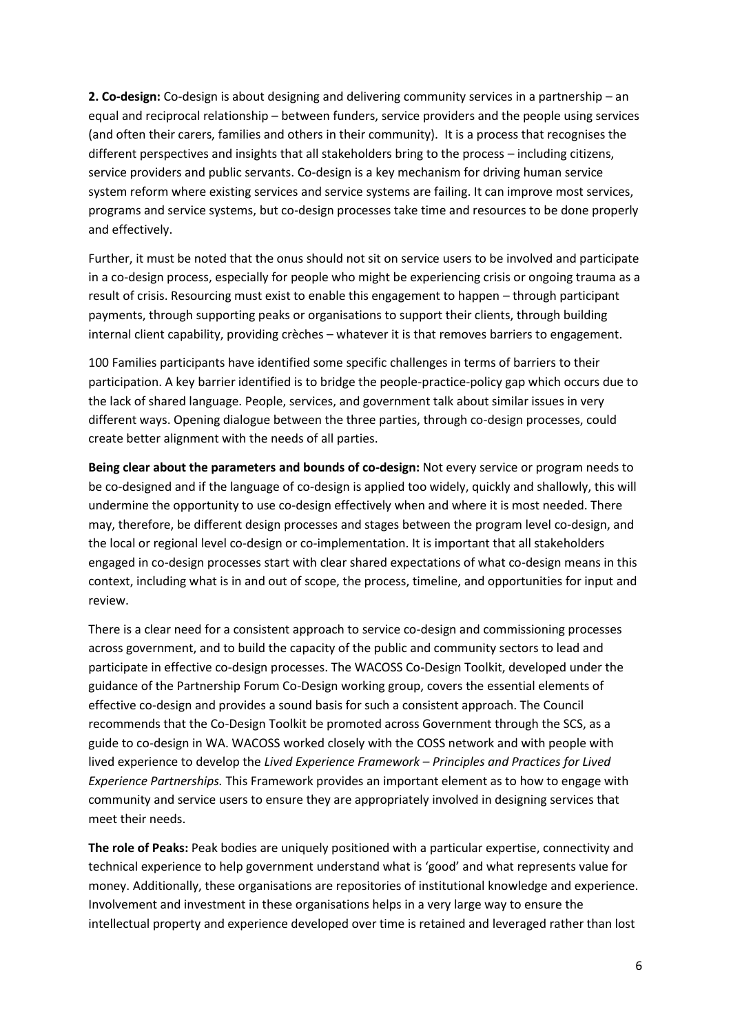**2. Co-design:** Co-design is about designing and delivering community services in a partnership – an equal and reciprocal relationship – between funders, service providers and the people using services (and often their carers, families and others in their community). It is a process that recognises the different perspectives and insights that all stakeholders bring to the process – including citizens, service providers and public servants. Co-design is a key mechanism for driving human service system reform where existing services and service systems are failing. It can improve most services, programs and service systems, but co-design processes take time and resources to be done properly and effectively.

Further, it must be noted that the onus should not sit on service users to be involved and participate in a co-design process, especially for people who might be experiencing crisis or ongoing trauma as a result of crisis. Resourcing must exist to enable this engagement to happen – through participant payments, through supporting peaks or organisations to support their clients, through building internal client capability, providing crèches – whatever it is that removes barriers to engagement.

100 Families participants have identified some specific challenges in terms of barriers to their participation. A key barrier identified is to bridge the people-practice-policy gap which occurs due to the lack of shared language. People, services, and government talk about similar issues in very different ways. Opening dialogue between the three parties, through co-design processes, could create better alignment with the needs of all parties.

**Being clear about the parameters and bounds of co-design:** Not every service or program needs to be co-designed and if the language of co-design is applied too widely, quickly and shallowly, this will undermine the opportunity to use co-design effectively when and where it is most needed. There may, therefore, be different design processes and stages between the program level co-design, and the local or regional level co-design or co-implementation. It is important that all stakeholders engaged in co-design processes start with clear shared expectations of what co-design means in this context, including what is in and out of scope, the process, timeline, and opportunities for input and review.

There is a clear need for a consistent approach to service co-design and commissioning processes across government, and to build the capacity of the public and community sectors to lead and participate in effective co-design processes. The WACOSS Co-Design Toolkit, developed under the guidance of the Partnership Forum Co-Design working group, covers the essential elements of effective co-design and provides a sound basis for such a consistent approach. The Council recommends that the Co-Design Toolkit be promoted across Government through the SCS, as a guide to co-design in WA. WACOSS worked closely with the COSS network and with people with lived experience to develop the *Lived Experience Framework – Principles and Practices for Lived Experience Partnerships.* This Framework provides an important element as to how to engage with community and service users to ensure they are appropriately involved in designing services that meet their needs.

**The role of Peaks:** Peak bodies are uniquely positioned with a particular expertise, connectivity and technical experience to help government understand what is 'good' and what represents value for money. Additionally, these organisations are repositories of institutional knowledge and experience. Involvement and investment in these organisations helps in a very large way to ensure the intellectual property and experience developed over time is retained and leveraged rather than lost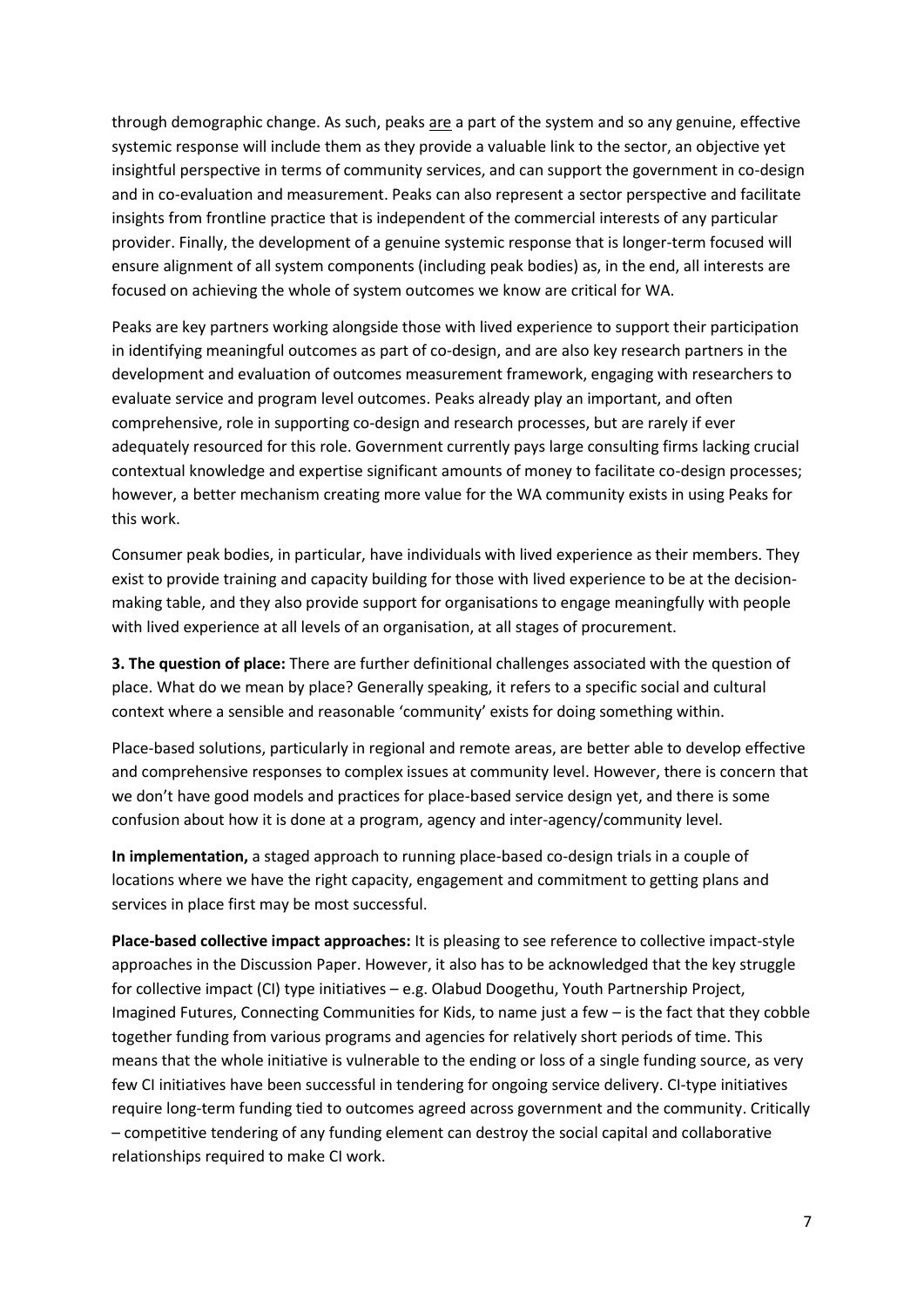through demographic change. As such, peaks <u>are</u> a part of the system and so any genuine, effective systemic response will include them as they provide a valuable link to the sector, an objective yet insightful perspective in terms of community services, and can support the government in co-design and in co-evaluation and measurement. Peaks can also represent a sector perspective and facilitate insights from frontline practice that is independent of the commercial interests of any particular provider. Finally, the development of a genuine systemic response that is longer-term focused will ensure alignment of all system components (including peak bodies) as, in the end, all interests are focused on achieving the whole of system outcomes we know are critical for WA.

Peaks are key partners working alongside those with lived experience to support their participation in identifying meaningful outcomes as part of co-design, and are also key research partners in the development and evaluation of outcomes measurement framework, engaging with researchers to evaluate service and program level outcomes. Peaks already play an important, and often comprehensive, role in supporting co-design and research processes, but are rarely if ever adequately resourced for this role. Government currently pays large consulting firms lacking crucial contextual knowledge and expertise significant amounts of money to facilitate co-design processes; however, a better mechanism creating more value for the WA community exists in using Peaks for this work.

Consumer peak bodies, in particular, have individuals with lived experience as their members. They exist to provide training and capacity building for those with lived experience to be at the decision-making table, and they also provide support for organisations to engage meaningfully with people with lived experience at all levels of an organisation, at all stages of procurement.

**3. The question of place:** There are further definitional challenges associated with the question of place. What do we mean by place? Generally speaking, it refers to a specific social and cultural context where a sensible and reasonable 'community' exists for doing something within.

Place-based solutions, particularly in regional and remote areas, are better able to develop effective and comprehensive responses to complex issues at community level. However, there is concern that we don't have good models and practices for place-based service design yet, and there is some confusion about how it is done at a program, agency and inter-agency/community level.

**In implementation,** a staged approach to running place-based co-design trials in a couple of locations where we have the right capacity, engagement and commitment to getting plans and services in place first may be most successful.

**Place-based collective impact approaches:** It is pleasing to see reference to collective impact-style approaches in the Discussion Paper. However, it also has to be acknowledged that the key struggle for collective impact (CI) type initiatives – e.g. Olabud Doogethu, Youth Partnership Project, Imagined Futures, Connecting Communities for Kids, to name just a few – is the fact that they cobble together funding from various programs and agencies for relatively short periods of time. This means that the whole initiative is vulnerable to the ending or loss of a single funding source, as very few CI initiatives have been successful in tendering for ongoing service delivery. CI-type initiatives require long-term funding tied to outcomes agreed across government and the community. Critically – competitive tendering of any funding element can destroy the social capital and collaborative relationships required to make CI work.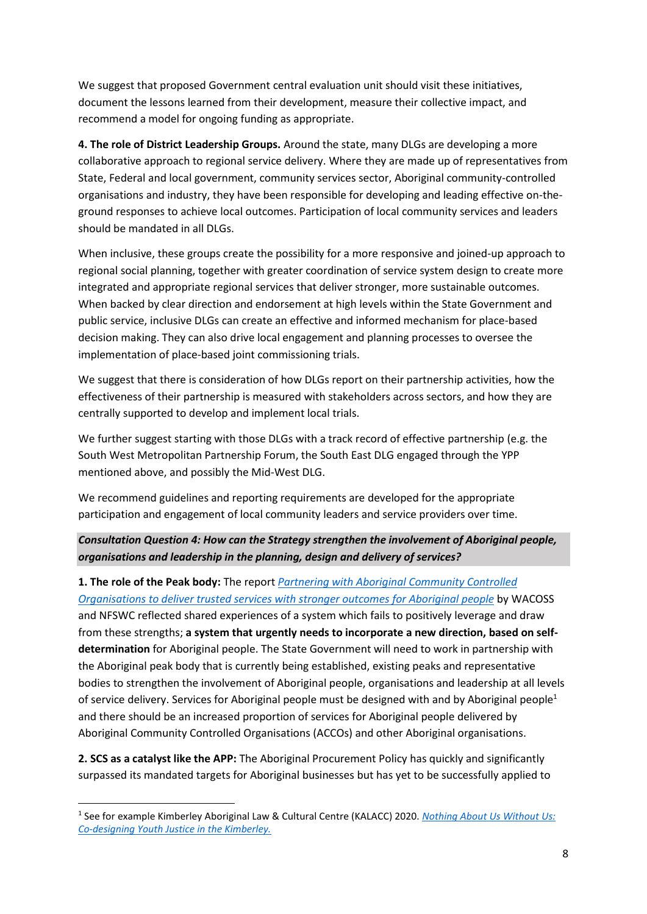We suggest that proposed Government central evaluation unit should visit these initiatives, document the lessons learned from their development, measure their collective impact, and recommend a model for ongoing funding as appropriate.

**4. The role of District Leadership Groups.** Around the state, many DLGs are developing a more collaborative approach to regional service delivery. Where they are made up of representatives from State, Federal and local government, community services sector, Aboriginal community-controlled organisations and industry, they have been responsible for developing and leading effective on-the-ground responses to achieve local outcomes. Participation of local community services and leaders should be mandated in all DLGs.

When inclusive, these groups create the possibility for a more responsive and joined-up approach to regional social planning, together with greater coordination of service system design to create more integrated and appropriate regional services that deliver stronger, more sustainable outcomes. When backed by clear direction and endorsement at high levels within the State Government and public service, inclusive DLGs can create an effective and informed mechanism for place-based decision making. They can also drive local engagement and planning processes to oversee the implementation of place-based joint commissioning trials.

We suggest that there is consideration of how DLGs report on their partnership activities, how the effectiveness of their partnership is measured with stakeholders across sectors, and how they are centrally supported to develop and implement local trials.

We further suggest starting with those DLGs with a track record of effective partnership (e.g. the South West Metropolitan Partnership Forum, the South East DLG engaged through the YPP mentioned above, and possibly the Mid-West DLG.

We recommend guidelines and reporting requirements are developed for the appropriate participation and engagement of local community leaders and service providers over time.

***Consultation Question 4: How can the Strategy strengthen the involvement of Aboriginal people, organisations and leadership in the planning, design and delivery of services?***

**1. The role of the Peak body:** The report *Partnering with Aboriginal Community Controlled Organisations to deliver trusted services with stronger outcomes for Aboriginal people* by WACOSS and NFSWC reflected shared experiences of a system which fails to positively leverage and draw from these strengths; **a system that urgently needs to incorporate a new direction, based on self-determination** for Aboriginal people. The State Government will need to work in partnership with the Aboriginal peak body that is currently being established, existing peaks and representative bodies to strengthen the involvement of Aboriginal people, organisations and leadership at all levels of service delivery. Services for Aboriginal people must be designed with and by Aboriginal people[1] and there should be an increased proportion of services for Aboriginal people delivered by Aboriginal Community Controlled Organisations (ACCOs) and other Aboriginal organisations.

**2. SCS as a catalyst like the APP:** The Aboriginal Procurement Policy has quickly and significantly surpassed its mandated targets for Aboriginal businesses but has yet to be successfully applied to

[1] See for example Kimberley Aboriginal Law & Cultural Centre (KALACC) 2020. *Nothing About Us Without Us: Co-designing Youth Justice in the Kimberley.*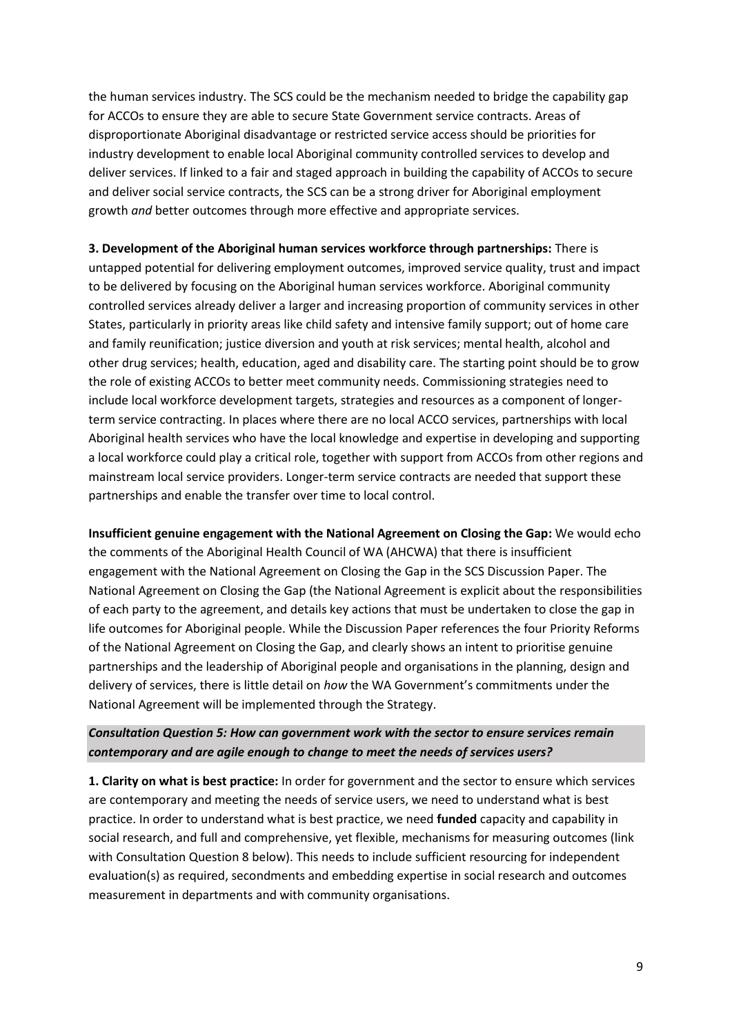the human services industry. The SCS could be the mechanism needed to bridge the capability gap for ACCOs to ensure they are able to secure State Government service contracts. Areas of disproportionate Aboriginal disadvantage or restricted service access should be priorities for industry development to enable local Aboriginal community controlled services to develop and deliver services. If linked to a fair and staged approach in building the capability of ACCOs to secure and deliver social service contracts, the SCS can be a strong driver for Aboriginal employment growth *and* better outcomes through more effective and appropriate services.

**3. Development of the Aboriginal human services workforce through partnerships:** There is untapped potential for delivering employment outcomes, improved service quality, trust and impact to be delivered by focusing on the Aboriginal human services workforce. Aboriginal community controlled services already deliver a larger and increasing proportion of community services in other States, particularly in priority areas like child safety and intensive family support; out of home care and family reunification; justice diversion and youth at risk services; mental health, alcohol and other drug services; health, education, aged and disability care. The starting point should be to grow the role of existing ACCOs to better meet community needs. Commissioning strategies need to include local workforce development targets, strategies and resources as a component of longer-term service contracting. In places where there are no local ACCO services, partnerships with local Aboriginal health services who have the local knowledge and expertise in developing and supporting a local workforce could play a critical role, together with support from ACCOs from other regions and mainstream local service providers. Longer-term service contracts are needed that support these partnerships and enable the transfer over time to local control.

**Insufficient genuine engagement with the National Agreement on Closing the Gap:** We would echo the comments of the Aboriginal Health Council of WA (AHCWA) that there is insufficient engagement with the National Agreement on Closing the Gap in the SCS Discussion Paper. The National Agreement on Closing the Gap (the National Agreement is explicit about the responsibilities of each party to the agreement, and details key actions that must be undertaken to close the gap in life outcomes for Aboriginal people. While the Discussion Paper references the four Priority Reforms of the National Agreement on Closing the Gap, and clearly shows an intent to prioritise genuine partnerships and the leadership of Aboriginal people and organisations in the planning, design and delivery of services, there is little detail on *how* the WA Government's commitments under the National Agreement will be implemented through the Strategy.

***Consultation Question 5: How can government work with the sector to ensure services remain contemporary and are agile enough to change to meet the needs of services users?***

**1. Clarity on what is best practice:** In order for government and the sector to ensure which services are contemporary and meeting the needs of service users, we need to understand what is best practice. In order to understand what is best practice, we need **funded** capacity and capability in social research, and full and comprehensive, yet flexible, mechanisms for measuring outcomes (link with Consultation Question 8 below). This needs to include sufficient resourcing for independent evaluation(s) as required, secondments and embedding expertise in social research and outcomes measurement in departments and with community organisations.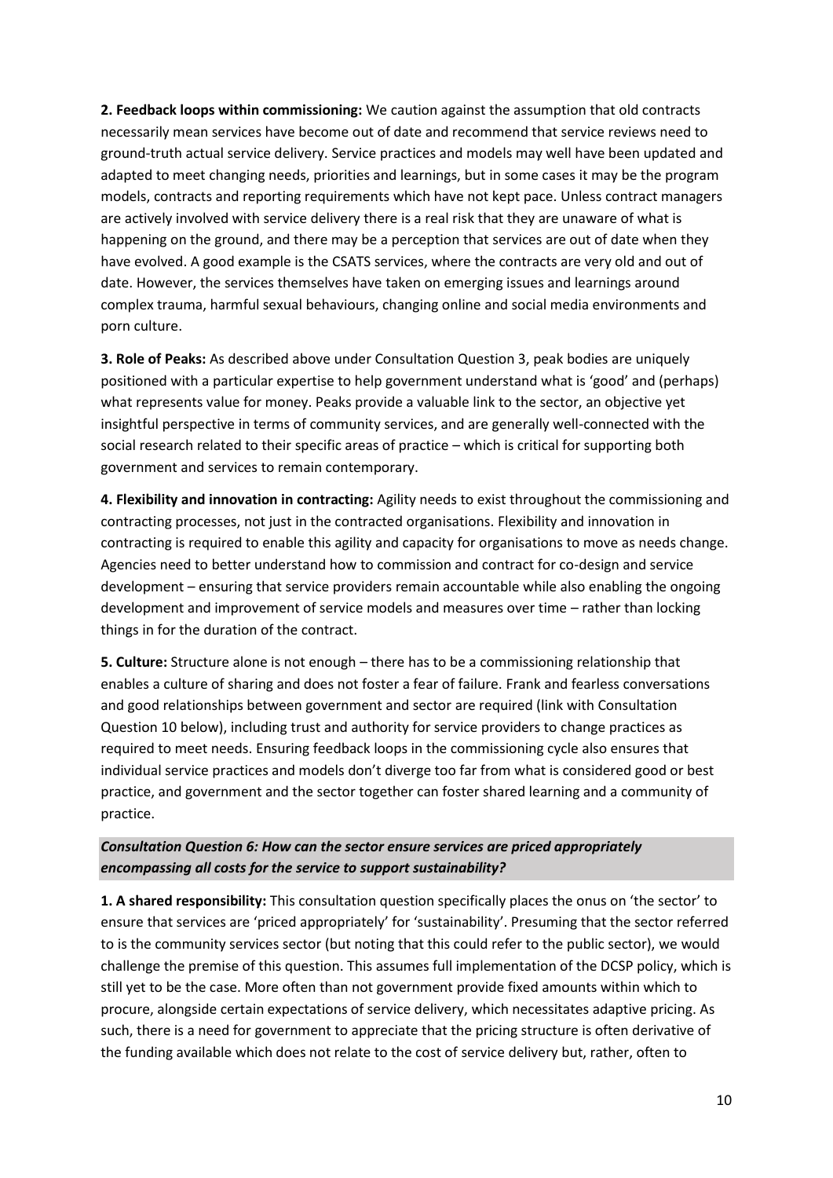**2. Feedback loops within commissioning:** We caution against the assumption that old contracts necessarily mean services have become out of date and recommend that service reviews need to ground-truth actual service delivery. Service practices and models may well have been updated and adapted to meet changing needs, priorities and learnings, but in some cases it may be the program models, contracts and reporting requirements which have not kept pace. Unless contract managers are actively involved with service delivery there is a real risk that they are unaware of what is happening on the ground, and there may be a perception that services are out of date when they have evolved. A good example is the CSATS services, where the contracts are very old and out of date. However, the services themselves have taken on emerging issues and learnings around complex trauma, harmful sexual behaviours, changing online and social media environments and porn culture.

**3. Role of Peaks:** As described above under Consultation Question 3, peak bodies are uniquely positioned with a particular expertise to help government understand what is 'good' and (perhaps) what represents value for money. Peaks provide a valuable link to the sector, an objective yet insightful perspective in terms of community services, and are generally well-connected with the social research related to their specific areas of practice – which is critical for supporting both government and services to remain contemporary.

**4. Flexibility and innovation in contracting:** Agility needs to exist throughout the commissioning and contracting processes, not just in the contracted organisations. Flexibility and innovation in contracting is required to enable this agility and capacity for organisations to move as needs change. Agencies need to better understand how to commission and contract for co-design and service development – ensuring that service providers remain accountable while also enabling the ongoing development and improvement of service models and measures over time – rather than locking things in for the duration of the contract.

**5. Culture:** Structure alone is not enough – there has to be a commissioning relationship that enables a culture of sharing and does not foster a fear of failure. Frank and fearless conversations and good relationships between government and sector are required (link with Consultation Question 10 below), including trust and authority for service providers to change practices as required to meet needs. Ensuring feedback loops in the commissioning cycle also ensures that individual service practices and models don't diverge too far from what is considered good or best practice, and government and the sector together can foster shared learning and a community of practice.

***Consultation Question 6: How can the sector ensure services are priced appropriately encompassing all costs for the service to support sustainability?***

**1. A shared responsibility:** This consultation question specifically places the onus on 'the sector' to ensure that services are 'priced appropriately' for 'sustainability'. Presuming that the sector referred to is the community services sector (but noting that this could refer to the public sector), we would challenge the premise of this question. This assumes full implementation of the DCSP policy, which is still yet to be the case. More often than not government provide fixed amounts within which to procure, alongside certain expectations of service delivery, which necessitates adaptive pricing. As such, there is a need for government to appreciate that the pricing structure is often derivative of the funding available which does not relate to the cost of service delivery but, rather, often to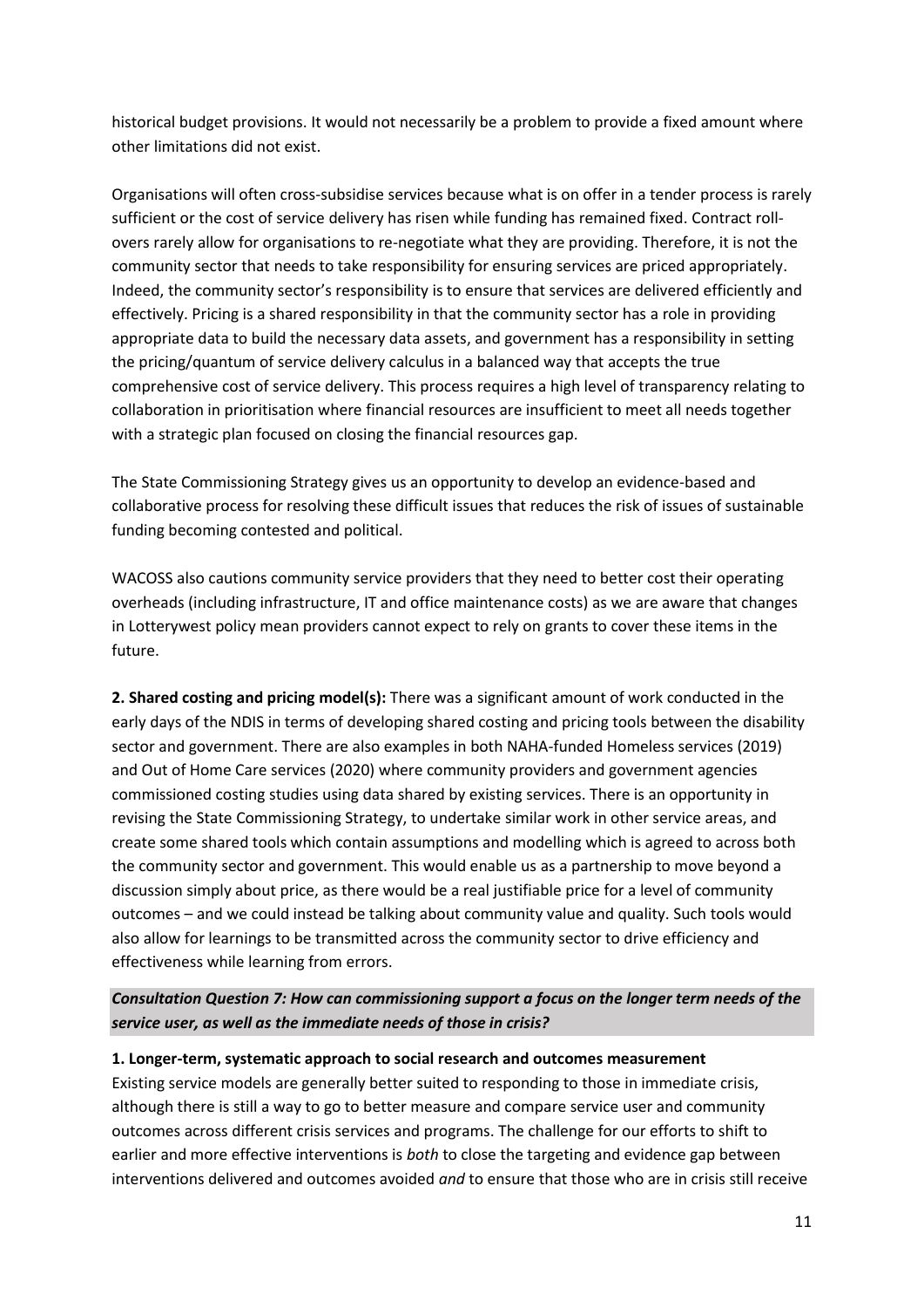historical budget provisions. It would not necessarily be a problem to provide a fixed amount where other limitations did not exist.

Organisations will often cross-subsidise services because what is on offer in a tender process is rarely sufficient or the cost of service delivery has risen while funding has remained fixed. Contract roll-overs rarely allow for organisations to re-negotiate what they are providing. Therefore, it is not the community sector that needs to take responsibility for ensuring services are priced appropriately. Indeed, the community sector's responsibility is to ensure that services are delivered efficiently and effectively. Pricing is a shared responsibility in that the community sector has a role in providing appropriate data to build the necessary data assets, and government has a responsibility in setting the pricing/quantum of service delivery calculus in a balanced way that accepts the true comprehensive cost of service delivery. This process requires a high level of transparency relating to collaboration in prioritisation where financial resources are insufficient to meet all needs together with a strategic plan focused on closing the financial resources gap.

The State Commissioning Strategy gives us an opportunity to develop an evidence-based and collaborative process for resolving these difficult issues that reduces the risk of issues of sustainable funding becoming contested and political.

WACOSS also cautions community service providers that they need to better cost their operating overheads (including infrastructure, IT and office maintenance costs) as we are aware that changes in Lotterywest policy mean providers cannot expect to rely on grants to cover these items in the future.

**2. Shared costing and pricing model(s):** There was a significant amount of work conducted in the early days of the NDIS in terms of developing shared costing and pricing tools between the disability sector and government. There are also examples in both NAHA-funded Homeless services (2019) and Out of Home Care services (2020) where community providers and government agencies commissioned costing studies using data shared by existing services. There is an opportunity in revising the State Commissioning Strategy, to undertake similar work in other service areas, and create some shared tools which contain assumptions and modelling which is agreed to across both the community sector and government. This would enable us as a partnership to move beyond a discussion simply about price, as there would be a real justifiable price for a level of community outcomes – and we could instead be talking about community value and quality. Such tools would also allow for learnings to be transmitted across the community sector to drive efficiency and effectiveness while learning from errors.

***Consultation Question 7: How can commissioning support a focus on the longer term needs of the service user, as well as the immediate needs of those in crisis?***

**1. Longer-term, systematic approach to social research and outcomes measurement**

Existing service models are generally better suited to responding to those in immediate crisis, although there is still a way to go to better measure and compare service user and community outcomes across different crisis services and programs. The challenge for our efforts to shift to earlier and more effective interventions is *both* to close the targeting and evidence gap between interventions delivered and outcomes avoided *and* to ensure that those who are in crisis still receive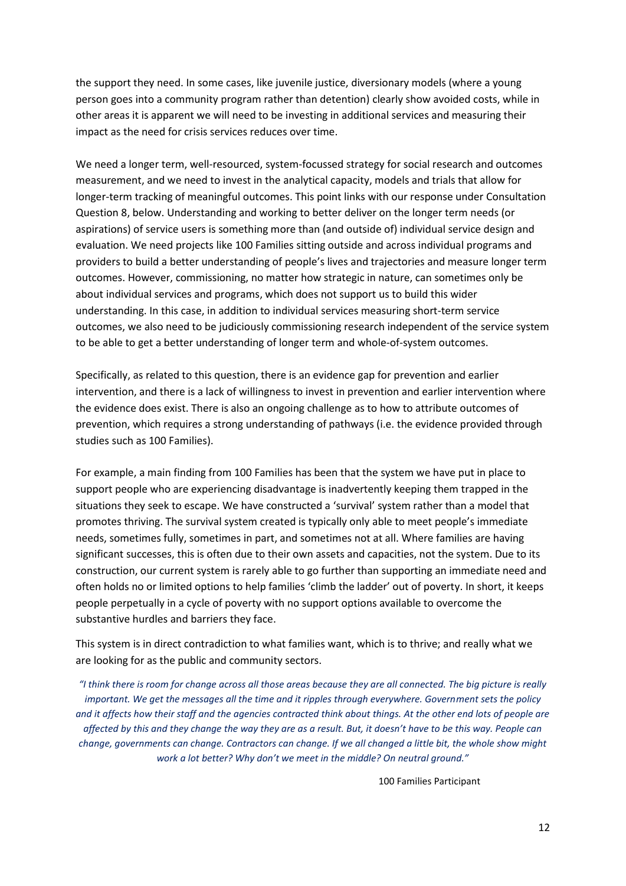the support they need. In some cases, like juvenile justice, diversionary models (where a young person goes into a community program rather than detention) clearly show avoided costs, while in other areas it is apparent we will need to be investing in additional services and measuring their impact as the need for crisis services reduces over time.

We need a longer term, well-resourced, system-focussed strategy for social research and outcomes measurement, and we need to invest in the analytical capacity, models and trials that allow for longer-term tracking of meaningful outcomes. This point links with our response under Consultation Question 8, below. Understanding and working to better deliver on the longer term needs (or aspirations) of service users is something more than (and outside of) individual service design and evaluation. We need projects like 100 Families sitting outside and across individual programs and providers to build a better understanding of people's lives and trajectories and measure longer term outcomes. However, commissioning, no matter how strategic in nature, can sometimes only be about individual services and programs, which does not support us to build this wider understanding. In this case, in addition to individual services measuring short-term service outcomes, we also need to be judiciously commissioning research independent of the service system to be able to get a better understanding of longer term and whole-of-system outcomes.

Specifically, as related to this question, there is an evidence gap for prevention and earlier intervention, and there is a lack of willingness to invest in prevention and earlier intervention where the evidence does exist. There is also an ongoing challenge as to how to attribute outcomes of prevention, which requires a strong understanding of pathways (i.e. the evidence provided through studies such as 100 Families).

For example, a main finding from 100 Families has been that the system we have put in place to support people who are experiencing disadvantage is inadvertently keeping them trapped in the situations they seek to escape. We have constructed a 'survival' system rather than a model that promotes thriving. The survival system created is typically only able to meet people's immediate needs, sometimes fully, sometimes in part, and sometimes not at all. Where families are having significant successes, this is often due to their own assets and capacities, not the system. Due to its construction, our current system is rarely able to go further than supporting an immediate need and often holds no or limited options to help families 'climb the ladder' out of poverty. In short, it keeps people perpetually in a cycle of poverty with no support options available to overcome the substantive hurdles and barriers they face.

This system is in direct contradiction to what families want, which is to thrive; and really what we are looking for as the public and community sectors.

> *"I think there is room for change across all those areas because they are all connected. The big picture is really important. We get the messages all the time and it ripples through everywhere. Government sets the policy and it affects how their staff and the agencies contracted think about things. At the other end lots of people are affected by this and they change the way they are as a result. But, it doesn't have to be this way. People can change, governments can change. Contractors can change. If we all changed a little bit, the whole show might work a lot better? Why don't we meet in the middle? On neutral ground."*
>
> 100 Families Participant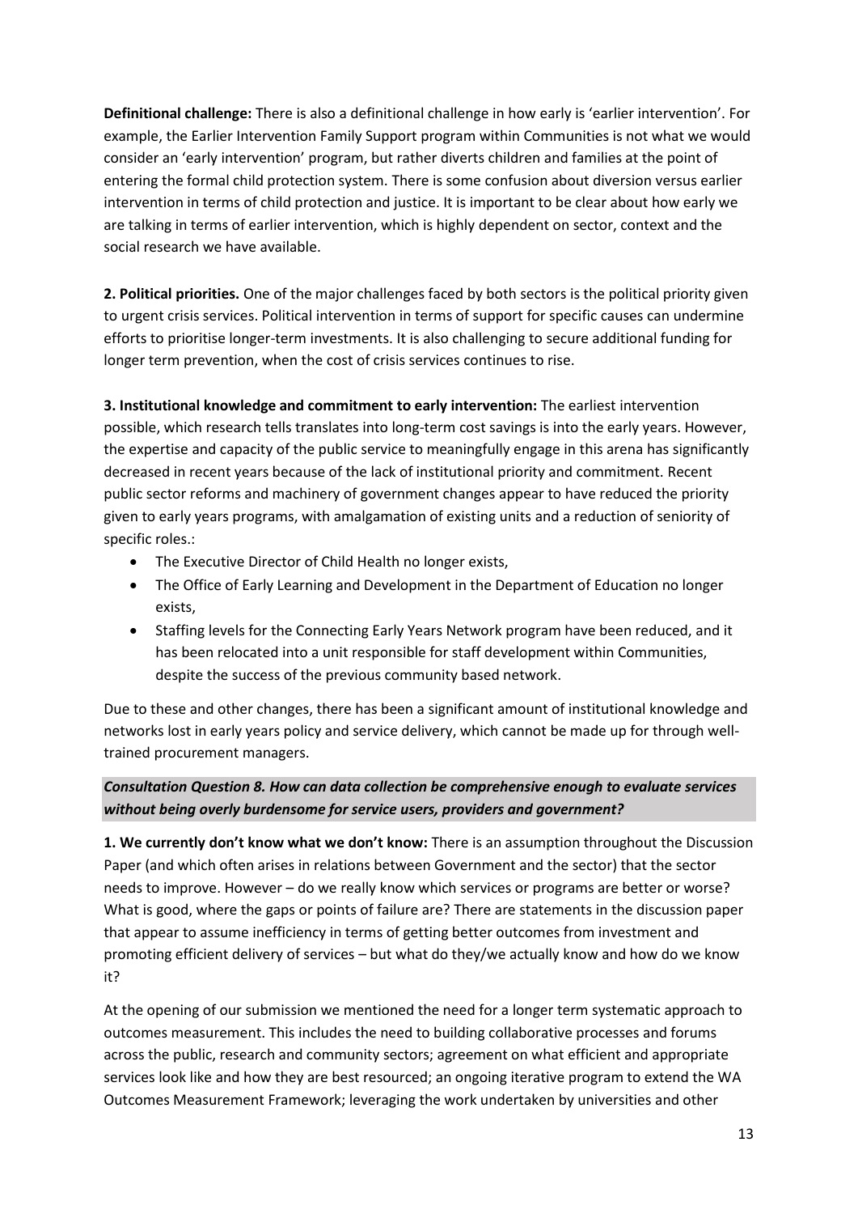**Definitional challenge:** There is also a definitional challenge in how early is 'earlier intervention'. For example, the Earlier Intervention Family Support program within Communities is not what we would consider an 'early intervention' program, but rather diverts children and families at the point of entering the formal child protection system. There is some confusion about diversion versus earlier intervention in terms of child protection and justice. It is important to be clear about how early we are talking in terms of earlier intervention, which is highly dependent on sector, context and the social research we have available.

**2. Political priorities.** One of the major challenges faced by both sectors is the political priority given to urgent crisis services. Political intervention in terms of support for specific causes can undermine efforts to prioritise longer-term investments. It is also challenging to secure additional funding for longer term prevention, when the cost of crisis services continues to rise.

**3. Institutional knowledge and commitment to early intervention:** The earliest intervention possible, which research tells translates into long-term cost savings is into the early years. However, the expertise and capacity of the public service to meaningfully engage in this arena has significantly decreased in recent years because of the lack of institutional priority and commitment. Recent public sector reforms and machinery of government changes appear to have reduced the priority given to early years programs, with amalgamation of existing units and a reduction of seniority of specific roles.:

- The Executive Director of Child Health no longer exists,
- The Office of Early Learning and Development in the Department of Education no longer exists,
- Staffing levels for the Connecting Early Years Network program have been reduced, and it has been relocated into a unit responsible for staff development within Communities, despite the success of the previous community based network.

Due to these and other changes, there has been a significant amount of institutional knowledge and networks lost in early years policy and service delivery, which cannot be made up for through well-trained procurement managers.

***Consultation Question 8. How can data collection be comprehensive enough to evaluate services without being overly burdensome for service users, providers and government?***

**1. We currently don't know what we don't know:** There is an assumption throughout the Discussion Paper (and which often arises in relations between Government and the sector) that the sector needs to improve. However – do we really know which services or programs are better or worse? What is good, where the gaps or points of failure are? There are statements in the discussion paper that appear to assume inefficiency in terms of getting better outcomes from investment and promoting efficient delivery of services – but what do they/we actually know and how do we know it?

At the opening of our submission we mentioned the need for a longer term systematic approach to outcomes measurement. This includes the need to building collaborative processes and forums across the public, research and community sectors; agreement on what efficient and appropriate services look like and how they are best resourced; an ongoing iterative program to extend the WA Outcomes Measurement Framework; leveraging the work undertaken by universities and other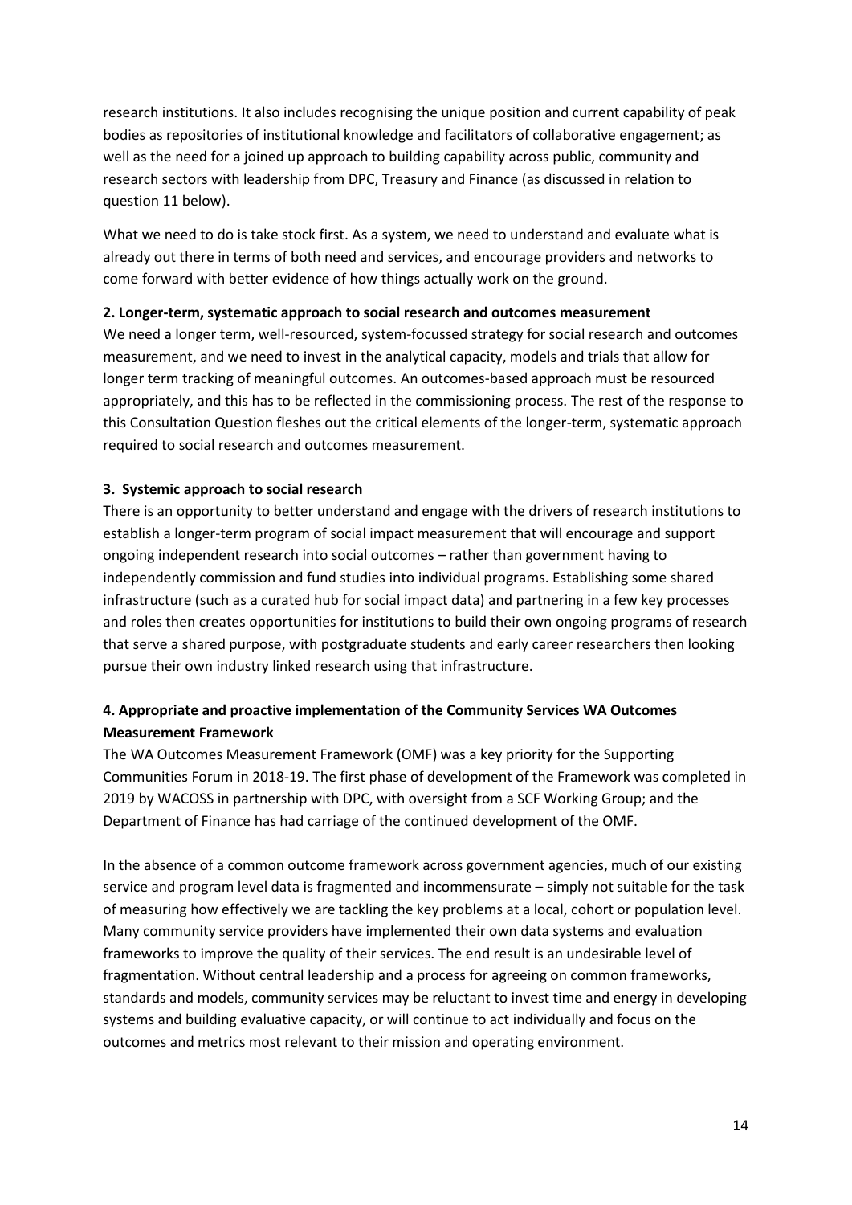research institutions. It also includes recognising the unique position and current capability of peak bodies as repositories of institutional knowledge and facilitators of collaborative engagement; as well as the need for a joined up approach to building capability across public, community and research sectors with leadership from DPC, Treasury and Finance (as discussed in relation to question 11 below).

What we need to do is take stock first. As a system, we need to understand and evaluate what is already out there in terms of both need and services, and encourage providers and networks to come forward with better evidence of how things actually work on the ground.

**2. Longer-term, systematic approach to social research and outcomes measurement**

We need a longer term, well-resourced, system-focussed strategy for social research and outcomes measurement, and we need to invest in the analytical capacity, models and trials that allow for longer term tracking of meaningful outcomes. An outcomes-based approach must be resourced appropriately, and this has to be reflected in the commissioning process. The rest of the response to this Consultation Question fleshes out the critical elements of the longer-term, systematic approach required to social research and outcomes measurement.

**3. Systemic approach to social research**

There is an opportunity to better understand and engage with the drivers of research institutions to establish a longer-term program of social impact measurement that will encourage and support ongoing independent research into social outcomes – rather than government having to independently commission and fund studies into individual programs. Establishing some shared infrastructure (such as a curated hub for social impact data) and partnering in a few key processes and roles then creates opportunities for institutions to build their own ongoing programs of research that serve a shared purpose, with postgraduate students and early career researchers then looking pursue their own industry linked research using that infrastructure.

**4. Appropriate and proactive implementation of the Community Services WA Outcomes Measurement Framework**

The WA Outcomes Measurement Framework (OMF) was a key priority for the Supporting Communities Forum in 2018-19. The first phase of development of the Framework was completed in 2019 by WACOSS in partnership with DPC, with oversight from a SCF Working Group; and the Department of Finance has had carriage of the continued development of the OMF.

In the absence of a common outcome framework across government agencies, much of our existing service and program level data is fragmented and incommensurate – simply not suitable for the task of measuring how effectively we are tackling the key problems at a local, cohort or population level. Many community service providers have implemented their own data systems and evaluation frameworks to improve the quality of their services. The end result is an undesirable level of fragmentation. Without central leadership and a process for agreeing on common frameworks, standards and models, community services may be reluctant to invest time and energy in developing systems and building evaluative capacity, or will continue to act individually and focus on the outcomes and metrics most relevant to their mission and operating environment.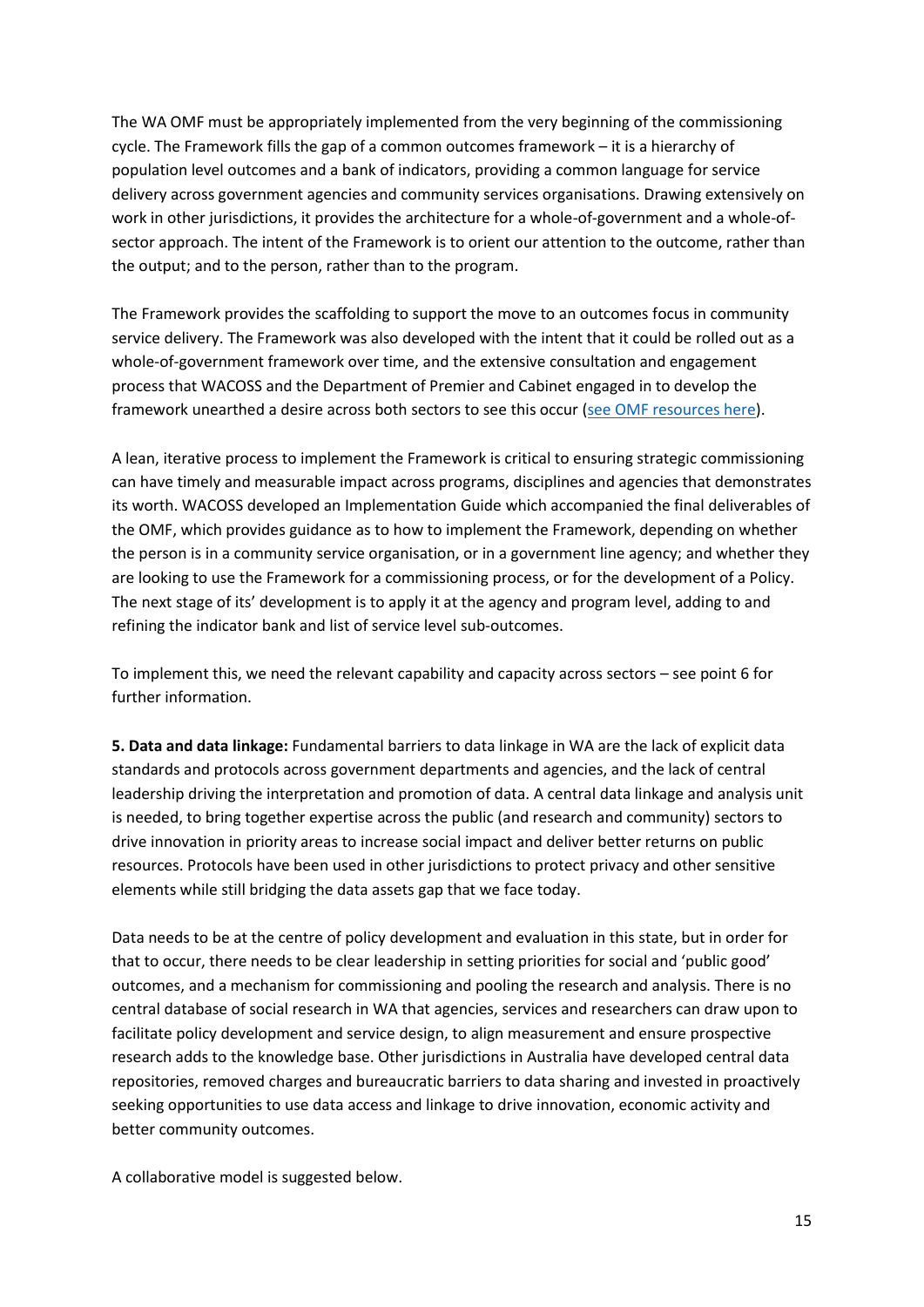The WA OMF must be appropriately implemented from the very beginning of the commissioning cycle. The Framework fills the gap of a common outcomes framework – it is a hierarchy of population level outcomes and a bank of indicators, providing a common language for service delivery across government agencies and community services organisations. Drawing extensively on work in other jurisdictions, it provides the architecture for a whole-of-government and a whole-of-sector approach. The intent of the Framework is to orient our attention to the outcome, rather than the output; and to the person, rather than to the program.

The Framework provides the scaffolding to support the move to an outcomes focus in community service delivery. The Framework was also developed with the intent that it could be rolled out as a whole-of-government framework over time, and the extensive consultation and engagement process that WACOSS and the Department of Premier and Cabinet engaged in to develop the framework unearthed a desire across both sectors to see this occur (see OMF resources here).

A lean, iterative process to implement the Framework is critical to ensuring strategic commissioning can have timely and measurable impact across programs, disciplines and agencies that demonstrates its worth. WACOSS developed an Implementation Guide which accompanied the final deliverables of the OMF, which provides guidance as to how to implement the Framework, depending on whether the person is in a community service organisation, or in a government line agency; and whether they are looking to use the Framework for a commissioning process, or for the development of a Policy. The next stage of its' development is to apply it at the agency and program level, adding to and refining the indicator bank and list of service level sub-outcomes.

To implement this, we need the relevant capability and capacity across sectors – see point 6 for further information.

**5. Data and data linkage:** Fundamental barriers to data linkage in WA are the lack of explicit data standards and protocols across government departments and agencies, and the lack of central leadership driving the interpretation and promotion of data. A central data linkage and analysis unit is needed, to bring together expertise across the public (and research and community) sectors to drive innovation in priority areas to increase social impact and deliver better returns on public resources. Protocols have been used in other jurisdictions to protect privacy and other sensitive elements while still bridging the data assets gap that we face today.

Data needs to be at the centre of policy development and evaluation in this state, but in order for that to occur, there needs to be clear leadership in setting priorities for social and 'public good' outcomes, and a mechanism for commissioning and pooling the research and analysis. There is no central database of social research in WA that agencies, services and researchers can draw upon to facilitate policy development and service design, to align measurement and ensure prospective research adds to the knowledge base. Other jurisdictions in Australia have developed central data repositories, removed charges and bureaucratic barriers to data sharing and invested in proactively seeking opportunities to use data access and linkage to drive innovation, economic activity and better community outcomes.

A collaborative model is suggested below.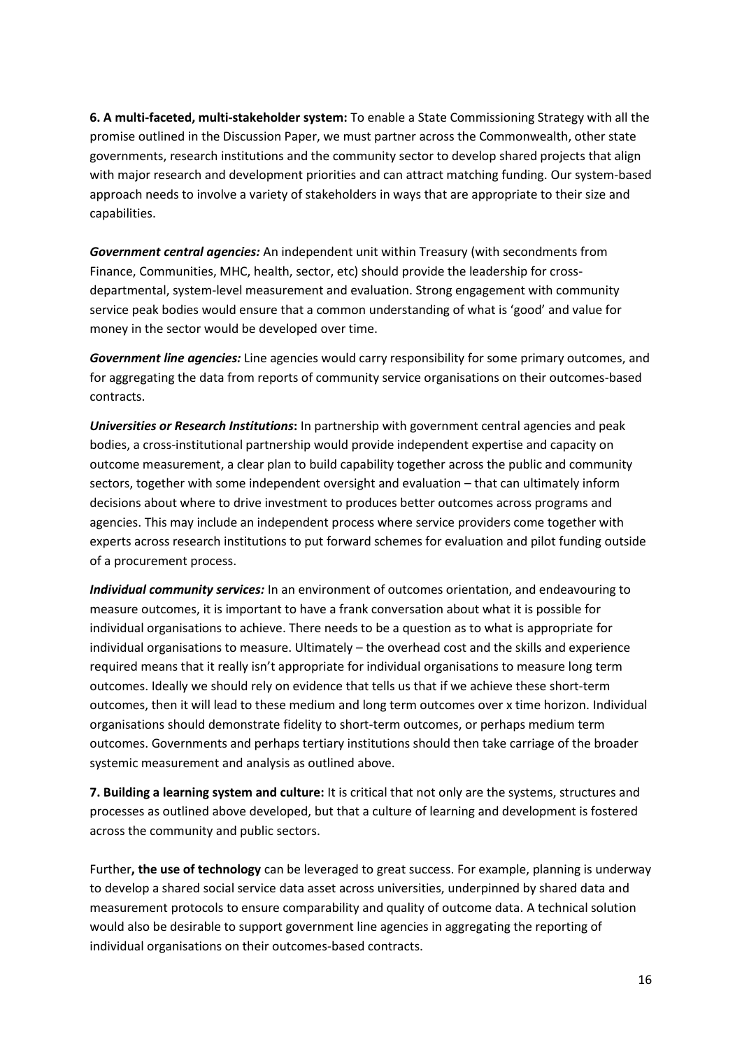**6. A multi-faceted, multi-stakeholder system:** To enable a State Commissioning Strategy with all the promise outlined in the Discussion Paper, we must partner across the Commonwealth, other state governments, research institutions and the community sector to develop shared projects that align with major research and development priorities and can attract matching funding. Our system-based approach needs to involve a variety of stakeholders in ways that are appropriate to their size and capabilities.

***Government central agencies:*** An independent unit within Treasury (with secondments from Finance, Communities, MHC, health, sector, etc) should provide the leadership for cross-departmental, system-level measurement and evaluation. Strong engagement with community service peak bodies would ensure that a common understanding of what is 'good' and value for money in the sector would be developed over time.

***Government line agencies:*** Line agencies would carry responsibility for some primary outcomes, and for aggregating the data from reports of community service organisations on their outcomes-based contracts.

***Universities or Research Institutions*:** In partnership with government central agencies and peak bodies, a cross-institutional partnership would provide independent expertise and capacity on outcome measurement, a clear plan to build capability together across the public and community sectors, together with some independent oversight and evaluation – that can ultimately inform decisions about where to drive investment to produces better outcomes across programs and agencies. This may include an independent process where service providers come together with experts across research institutions to put forward schemes for evaluation and pilot funding outside of a procurement process.

***Individual community services:*** In an environment of outcomes orientation, and endeavouring to measure outcomes, it is important to have a frank conversation about what it is possible for individual organisations to achieve. There needs to be a question as to what is appropriate for individual organisations to measure. Ultimately – the overhead cost and the skills and experience required means that it really isn't appropriate for individual organisations to measure long term outcomes. Ideally we should rely on evidence that tells us that if we achieve these short-term outcomes, then it will lead to these medium and long term outcomes over x time horizon. Individual organisations should demonstrate fidelity to short-term outcomes, or perhaps medium term outcomes. Governments and perhaps tertiary institutions should then take carriage of the broader systemic measurement and analysis as outlined above.

**7. Building a learning system and culture:** It is critical that not only are the systems, structures and processes as outlined above developed, but that a culture of learning and development is fostered across the community and public sectors.

Further**, the use of technology** can be leveraged to great success. For example, planning is underway to develop a shared social service data asset across universities, underpinned by shared data and measurement protocols to ensure comparability and quality of outcome data. A technical solution would also be desirable to support government line agencies in aggregating the reporting of individual organisations on their outcomes-based contracts.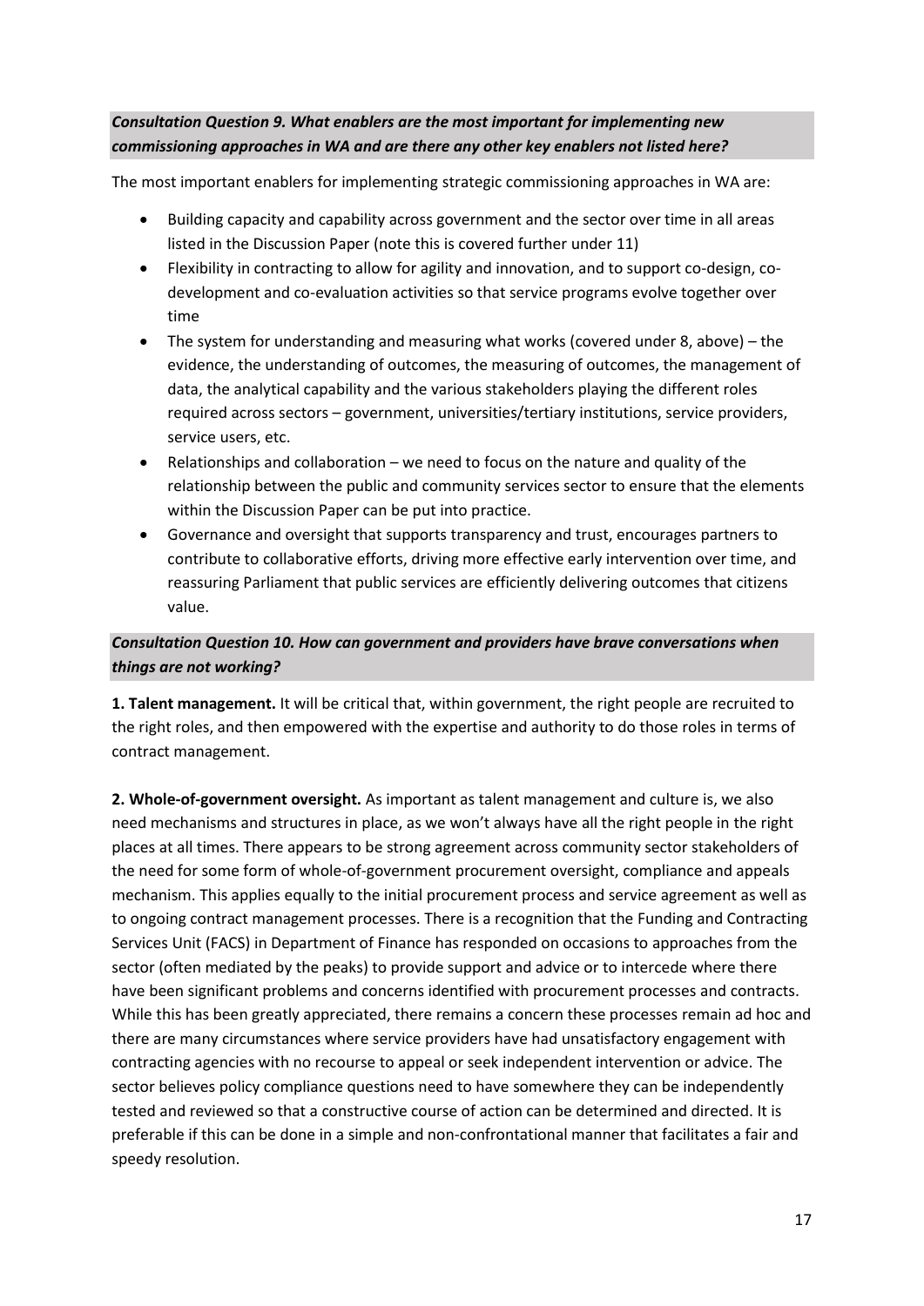***Consultation Question 9. What enablers are the most important for implementing new commissioning approaches in WA and are there any other key enablers not listed here?***

The most important enablers for implementing strategic commissioning approaches in WA are:

- Building capacity and capability across government and the sector over time in all areas listed in the Discussion Paper (note this is covered further under 11)
- Flexibility in contracting to allow for agility and innovation, and to support co-design, co-development and co-evaluation activities so that service programs evolve together over time
- The system for understanding and measuring what works (covered under 8, above) – the evidence, the understanding of outcomes, the measuring of outcomes, the management of data, the analytical capability and the various stakeholders playing the different roles required across sectors – government, universities/tertiary institutions, service providers, service users, etc.
- Relationships and collaboration – we need to focus on the nature and quality of the relationship between the public and community services sector to ensure that the elements within the Discussion Paper can be put into practice.
- Governance and oversight that supports transparency and trust, encourages partners to contribute to collaborative efforts, driving more effective early intervention over time, and reassuring Parliament that public services are efficiently delivering outcomes that citizens value.

***Consultation Question 10. How can government and providers have brave conversations when things are not working?***

**1. Talent management.** It will be critical that, within government, the right people are recruited to the right roles, and then empowered with the expertise and authority to do those roles in terms of contract management.

**2. Whole-of-government oversight.** As important as talent management and culture is, we also need mechanisms and structures in place, as we won't always have all the right people in the right places at all times. There appears to be strong agreement across community sector stakeholders of the need for some form of whole-of-government procurement oversight, compliance and appeals mechanism. This applies equally to the initial procurement process and service agreement as well as to ongoing contract management processes. There is a recognition that the Funding and Contracting Services Unit (FACS) in Department of Finance has responded on occasions to approaches from the sector (often mediated by the peaks) to provide support and advice or to intercede where there have been significant problems and concerns identified with procurement processes and contracts. While this has been greatly appreciated, there remains a concern these processes remain ad hoc and there are many circumstances where service providers have had unsatisfactory engagement with contracting agencies with no recourse to appeal or seek independent intervention or advice. The sector believes policy compliance questions need to have somewhere they can be independently tested and reviewed so that a constructive course of action can be determined and directed. It is preferable if this can be done in a simple and non-confrontational manner that facilitates a fair and speedy resolution.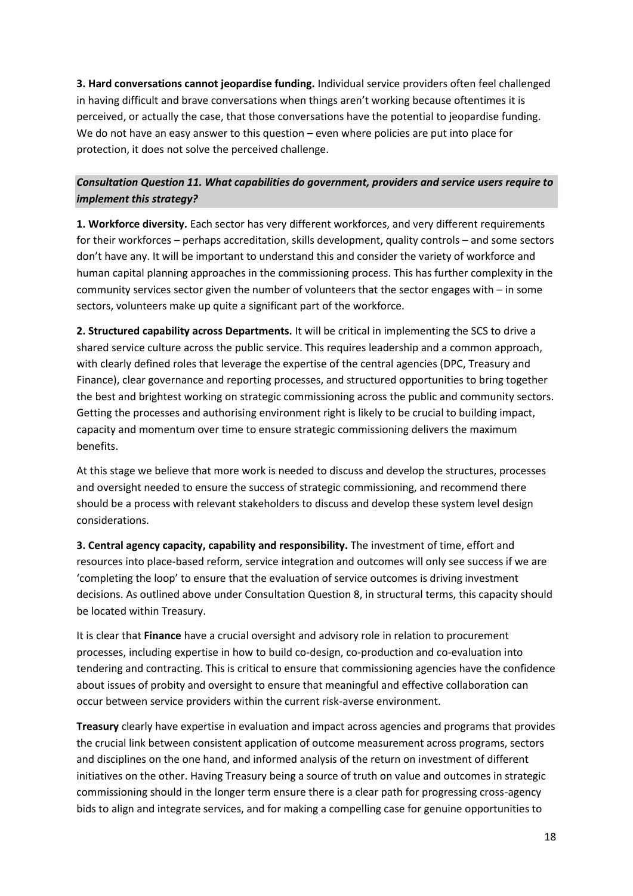**3. Hard conversations cannot jeopardise funding.** Individual service providers often feel challenged in having difficult and brave conversations when things aren't working because oftentimes it is perceived, or actually the case, that those conversations have the potential to jeopardise funding. We do not have an easy answer to this question – even where policies are put into place for protection, it does not solve the perceived challenge.

### *Consultation Question 11. What capabilities do government, providers and service users require to implement this strategy?*

**1. Workforce diversity.** Each sector has very different workforces, and very different requirements for their workforces – perhaps accreditation, skills development, quality controls – and some sectors don't have any. It will be important to understand this and consider the variety of workforce and human capital planning approaches in the commissioning process. This has further complexity in the community services sector given the number of volunteers that the sector engages with – in some sectors, volunteers make up quite a significant part of the workforce.

**2. Structured capability across Departments.** It will be critical in implementing the SCS to drive a shared service culture across the public service. This requires leadership and a common approach, with clearly defined roles that leverage the expertise of the central agencies (DPC, Treasury and Finance), clear governance and reporting processes, and structured opportunities to bring together the best and brightest working on strategic commissioning across the public and community sectors. Getting the processes and authorising environment right is likely to be crucial to building impact, capacity and momentum over time to ensure strategic commissioning delivers the maximum benefits.

At this stage we believe that more work is needed to discuss and develop the structures, processes and oversight needed to ensure the success of strategic commissioning, and recommend there should be a process with relevant stakeholders to discuss and develop these system level design considerations.

**3. Central agency capacity, capability and responsibility.** The investment of time, effort and resources into place-based reform, service integration and outcomes will only see success if we are 'completing the loop' to ensure that the evaluation of service outcomes is driving investment decisions. As outlined above under Consultation Question 8, in structural terms, this capacity should be located within Treasury.

It is clear that **Finance** have a crucial oversight and advisory role in relation to procurement processes, including expertise in how to build co-design, co-production and co-evaluation into tendering and contracting. This is critical to ensure that commissioning agencies have the confidence about issues of probity and oversight to ensure that meaningful and effective collaboration can occur between service providers within the current risk-averse environment.

**Treasury** clearly have expertise in evaluation and impact across agencies and programs that provides the crucial link between consistent application of outcome measurement across programs, sectors and disciplines on the one hand, and informed analysis of the return on investment of different initiatives on the other. Having Treasury being a source of truth on value and outcomes in strategic commissioning should in the longer term ensure there is a clear path for progressing cross-agency bids to align and integrate services, and for making a compelling case for genuine opportunities to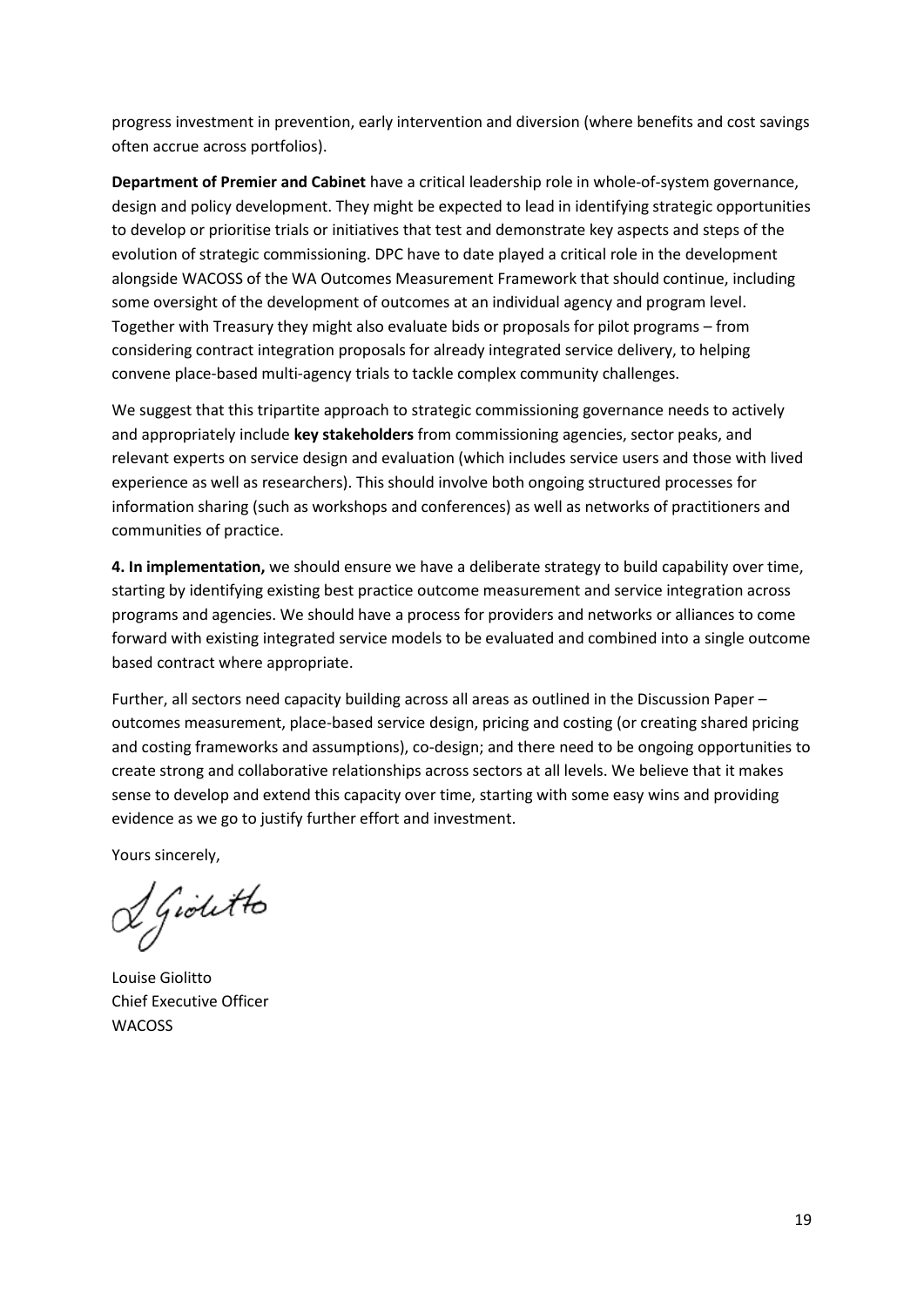progress investment in prevention, early intervention and diversion (where benefits and cost savings often accrue across portfolios).

**Department of Premier and Cabinet** have a critical leadership role in whole-of-system governance, design and policy development. They might be expected to lead in identifying strategic opportunities to develop or prioritise trials or initiatives that test and demonstrate key aspects and steps of the evolution of strategic commissioning. DPC have to date played a critical role in the development alongside WACOSS of the WA Outcomes Measurement Framework that should continue, including some oversight of the development of outcomes at an individual agency and program level. Together with Treasury they might also evaluate bids or proposals for pilot programs – from considering contract integration proposals for already integrated service delivery, to helping convene place-based multi-agency trials to tackle complex community challenges.

We suggest that this tripartite approach to strategic commissioning governance needs to actively and appropriately include **key stakeholders** from commissioning agencies, sector peaks, and relevant experts on service design and evaluation (which includes service users and those with lived experience as well as researchers). This should involve both ongoing structured processes for information sharing (such as workshops and conferences) as well as networks of practitioners and communities of practice.

**4. In implementation,** we should ensure we have a deliberate strategy to build capability over time, starting by identifying existing best practice outcome measurement and service integration across programs and agencies. We should have a process for providers and networks or alliances to come forward with existing integrated service models to be evaluated and combined into a single outcome based contract where appropriate.

Further, all sectors need capacity building across all areas as outlined in the Discussion Paper – outcomes measurement, place-based service design, pricing and costing (or creating shared pricing and costing frameworks and assumptions), co-design; and there need to be ongoing opportunities to create strong and collaborative relationships across sectors at all levels. We believe that it makes sense to develop and extend this capacity over time, starting with some easy wins and providing evidence as we go to justify further effort and investment.

Yours sincerely,

Louise Giolitto
Chief Executive Officer
WACOSS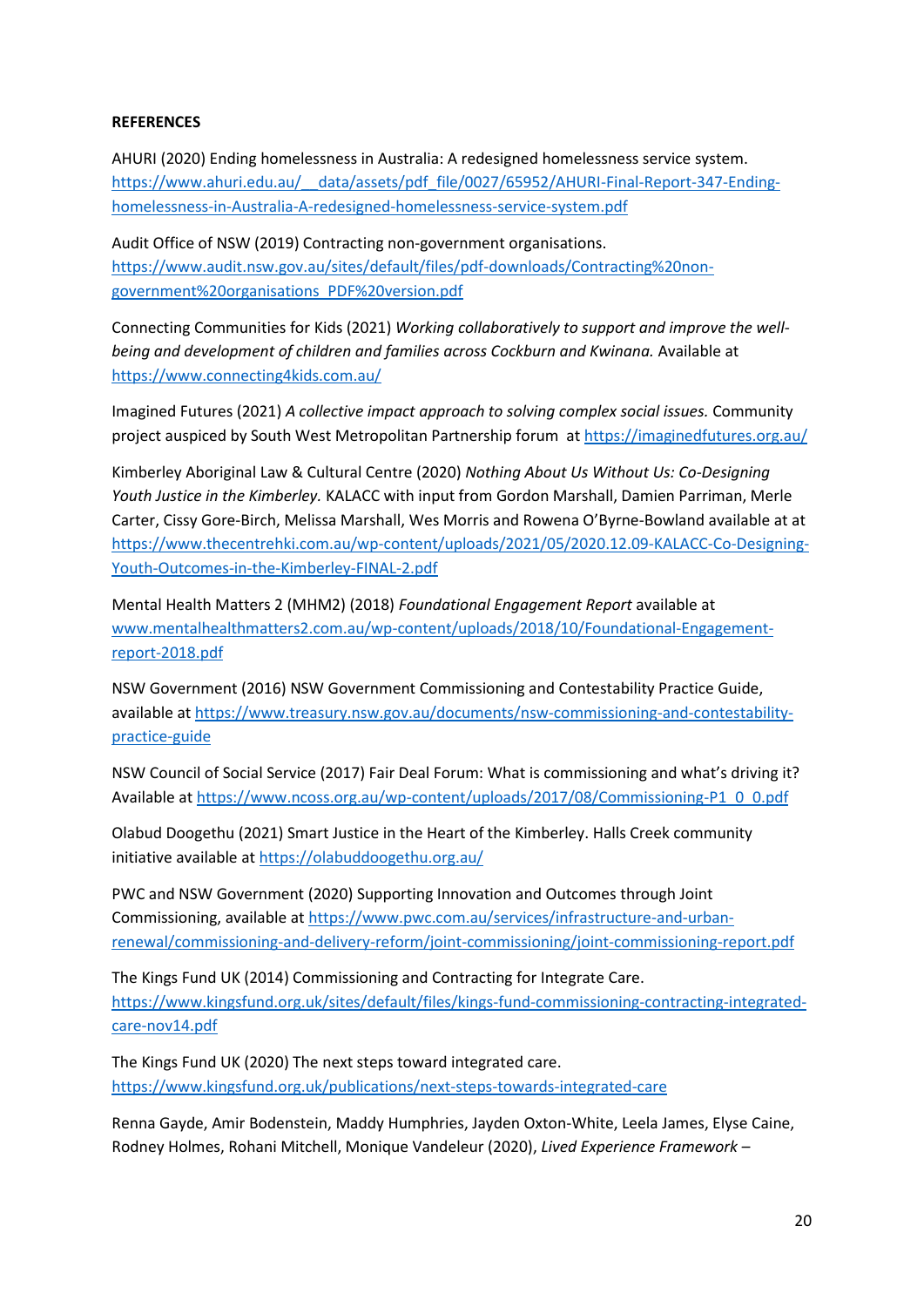**REFERENCES**

AHURI (2020) Ending homelessness in Australia: A redesigned homelessness service system. https://www.ahuri.edu.au/__data/assets/pdf_file/0027/65952/AHURI-Final-Report-347-Ending-homelessness-in-Australia-A-redesigned-homelessness-service-system.pdf

Audit Office of NSW (2019) Contracting non-government organisations. https://www.audit.nsw.gov.au/sites/default/files/pdf-downloads/Contracting%20non-government%20organisations_PDF%20version.pdf

Connecting Communities for Kids (2021) *Working collaboratively to support and improve the well-being and development of children and families across Cockburn and Kwinana.* Available at https://www.connecting4kids.com.au/

Imagined Futures (2021) *A collective impact approach to solving complex social issues.* Community project auspiced by South West Metropolitan Partnership forum at https://imaginedfutures.org.au/

Kimberley Aboriginal Law & Cultural Centre (2020) *Nothing About Us Without Us: Co-Designing Youth Justice in the Kimberley.* KALACC with input from Gordon Marshall, Damien Parriman, Merle Carter, Cissy Gore-Birch, Melissa Marshall, Wes Morris and Rowena O'Byrne-Bowland available at at https://www.thecentrehki.com.au/wp-content/uploads/2021/05/2020.12.09-KALACC-Co-Designing-Youth-Outcomes-in-the-Kimberley-FINAL-2.pdf

Mental Health Matters 2 (MHM2) (2018) *Foundational Engagement Report* available at www.mentalhealthmatters2.com.au/wp-content/uploads/2018/10/Foundational-Engagement-report-2018.pdf

NSW Government (2016) NSW Government Commissioning and Contestability Practice Guide, available at https://www.treasury.nsw.gov.au/documents/nsw-commissioning-and-contestability-practice-guide

NSW Council of Social Service (2017) Fair Deal Forum: What is commissioning and what's driving it? Available at https://www.ncoss.org.au/wp-content/uploads/2017/08/Commissioning-P1_0_0.pdf

Olabud Doogethu (2021) Smart Justice in the Heart of the Kimberley. Halls Creek community initiative available at https://olabuddoogethu.org.au/

PWC and NSW Government (2020) Supporting Innovation and Outcomes through Joint Commissioning, available at https://www.pwc.com.au/services/infrastructure-and-urban-renewal/commissioning-and-delivery-reform/joint-commissioning/joint-commissioning-report.pdf

The Kings Fund UK (2014) Commissioning and Contracting for Integrate Care. https://www.kingsfund.org.uk/sites/default/files/kings-fund-commissioning-contracting-integrated-care-nov14.pdf

The Kings Fund UK (2020) The next steps toward integrated care. https://www.kingsfund.org.uk/publications/next-steps-towards-integrated-care

Renna Gayde, Amir Bodenstein, Maddy Humphries, Jayden Oxton-White, Leela James, Elyse Caine, Rodney Holmes, Rohani Mitchell, Monique Vandeleur (2020), *Lived Experience Framework –*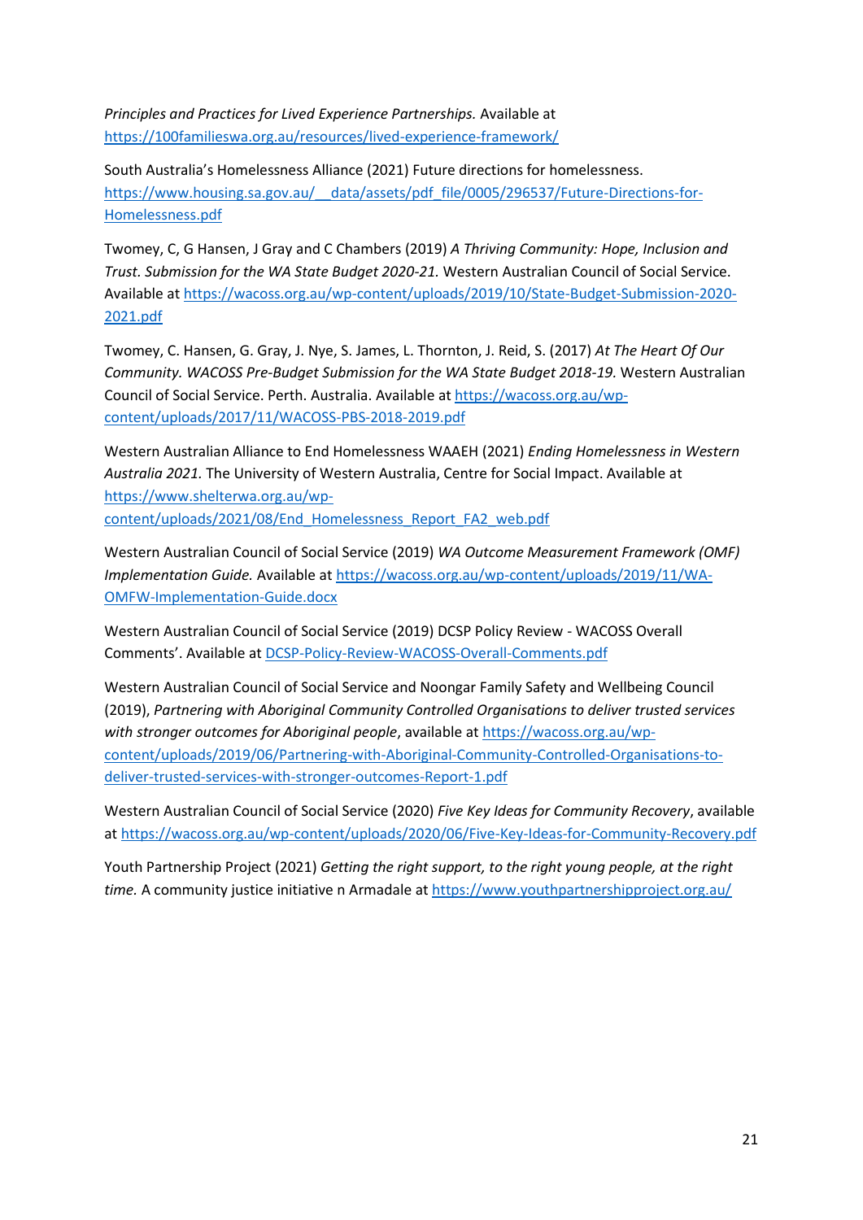*Principles and Practices for Lived Experience Partnerships.* Available at https://100familieswa.org.au/resources/lived-experience-framework/

South Australia's Homelessness Alliance (2021) Future directions for homelessness. https://www.housing.sa.gov.au/__data/assets/pdf_file/0005/296537/Future-Directions-for-Homelessness.pdf

Twomey, C, G Hansen, J Gray and C Chambers (2019) *A Thriving Community: Hope, Inclusion and Trust. Submission for the WA State Budget 2020-21.* Western Australian Council of Social Service. Available at https://wacoss.org.au/wp-content/uploads/2019/10/State-Budget-Submission-2020-2021.pdf

Twomey, C. Hansen, G. Gray, J. Nye, S. James, L. Thornton, J. Reid, S. (2017) *At The Heart Of Our Community. WACOSS Pre-Budget Submission for the WA State Budget 2018-19.* Western Australian Council of Social Service. Perth. Australia. Available at https://wacoss.org.au/wp-content/uploads/2017/11/WACOSS-PBS-2018-2019.pdf

Western Australian Alliance to End Homelessness WAAEH (2021) *Ending Homelessness in Western Australia 2021.* The University of Western Australia, Centre for Social Impact. Available at https://www.shelterwa.org.au/wp-content/uploads/2021/08/End_Homelessness_Report_FA2_web.pdf

Western Australian Council of Social Service (2019) *WA Outcome Measurement Framework (OMF) Implementation Guide.* Available at https://wacoss.org.au/wp-content/uploads/2019/11/WA-OMFW-Implementation-Guide.docx

Western Australian Council of Social Service (2019) DCSP Policy Review - WACOSS Overall Comments'. Available at DCSP-Policy-Review-WACOSS-Overall-Comments.pdf

Western Australian Council of Social Service and Noongar Family Safety and Wellbeing Council (2019), *Partnering with Aboriginal Community Controlled Organisations to deliver trusted services with stronger outcomes for Aboriginal people*, available at https://wacoss.org.au/wp-content/uploads/2019/06/Partnering-with-Aboriginal-Community-Controlled-Organisations-to-deliver-trusted-services-with-stronger-outcomes-Report-1.pdf

Western Australian Council of Social Service (2020) *Five Key Ideas for Community Recovery*, available at https://wacoss.org.au/wp-content/uploads/2020/06/Five-Key-Ideas-for-Community-Recovery.pdf

Youth Partnership Project (2021) *Getting the right support, to the right young people, at the right time.* A community justice initiative n Armadale at https://www.youthpartnershipproject.org.au/